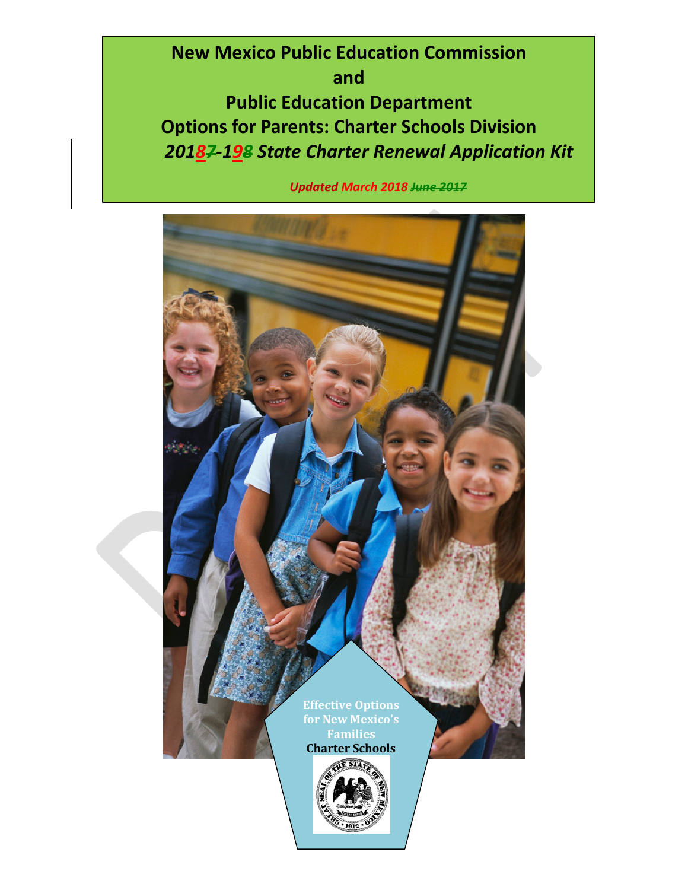# New Mexico Public Education Commission

# and

# Public Education Department

# Options for Parents: Charter Schools Division

## *2018-19 State Charter Renewal Application Kit*

*Updated March 2018*

Effective Options for New Mexico's Families

**Charter Schools**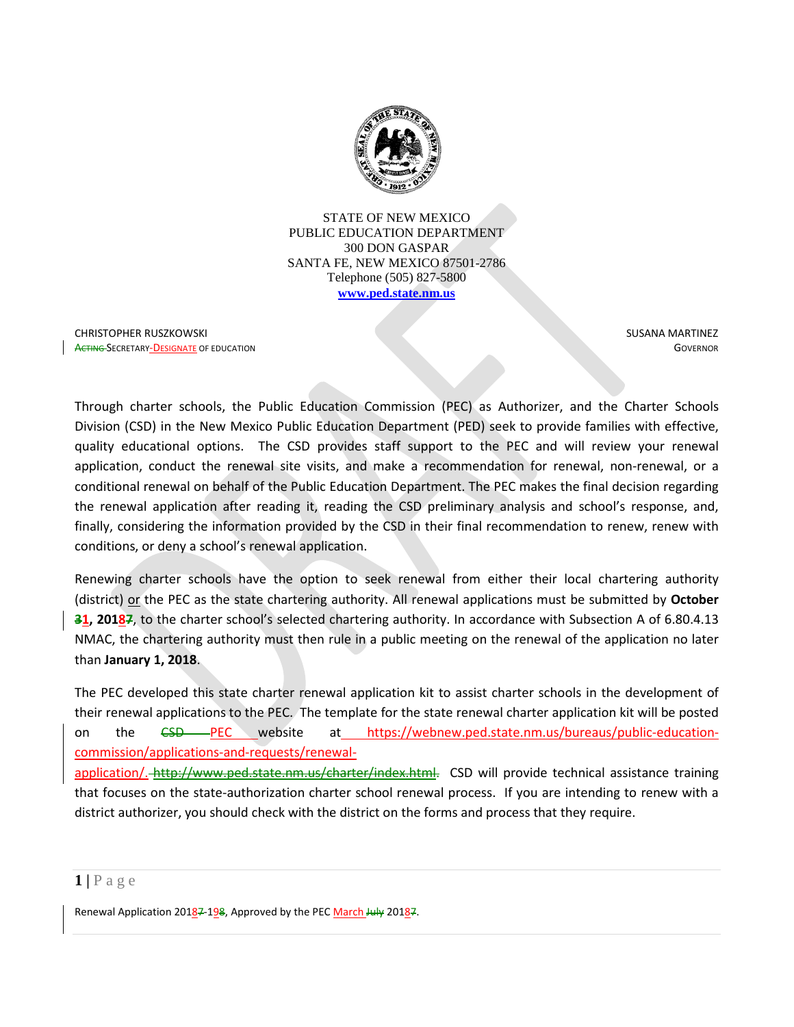STATE OF NEW MEXICO
PUBLIC EDUCATION DEPARTMENT
300 DON GASPAR
SANTA FE, NEW MEXICO 87501-2786
Telephone (505) 827-5800
**www.ped.state.nm.us**

CHRISTOPHER RUSZKOWSKI
~~ACTING~~ SECRETARY-DESIGNATE OF EDUCATION

SUSANA MARTINEZ
GOVERNOR

Through charter schools, the Public Education Commission (PEC) as Authorizer, and the Charter Schools Division (CSD) in the New Mexico Public Education Department (PED) seek to provide families with effective, quality educational options. The CSD provides staff support to the PEC and will review your renewal application, conduct the renewal site visits, and make a recommendation for renewal, non-renewal, or a conditional renewal on behalf of the Public Education Department. The PEC makes the final decision regarding the renewal application after reading it, reading the CSD preliminary analysis and school's response, and, finally, considering the information provided by the CSD in their final recommendation to renew, renew with conditions, or deny a school's renewal application.

Renewing charter schools have the option to seek renewal from either their local chartering authority (district) or the PEC as the state chartering authority. All renewal applications must be submitted by **October ~~3~~1, 2018~~7~~**, to the charter school's selected chartering authority. In accordance with Subsection A of 6.80.4.13 NMAC, the chartering authority must then rule in a public meeting on the renewal of the application no later than **January 1, 2018**.

The PEC developed this state charter renewal application kit to assist charter schools in the development of their renewal applications to the PEC. The template for the state renewal charter application kit will be posted on the ~~CSD~~ PEC website at https://webnew.ped.state.nm.us/bureaus/public-education-commission/applications-and-requests/renewal-application/. ~~http://www.ped.state.nm.us/charter/index.html.~~ CSD will provide technical assistance training that focuses on the state-authorization charter school renewal process. If you are intending to renew with a district authorizer, you should check with the district on the forms and process that they require.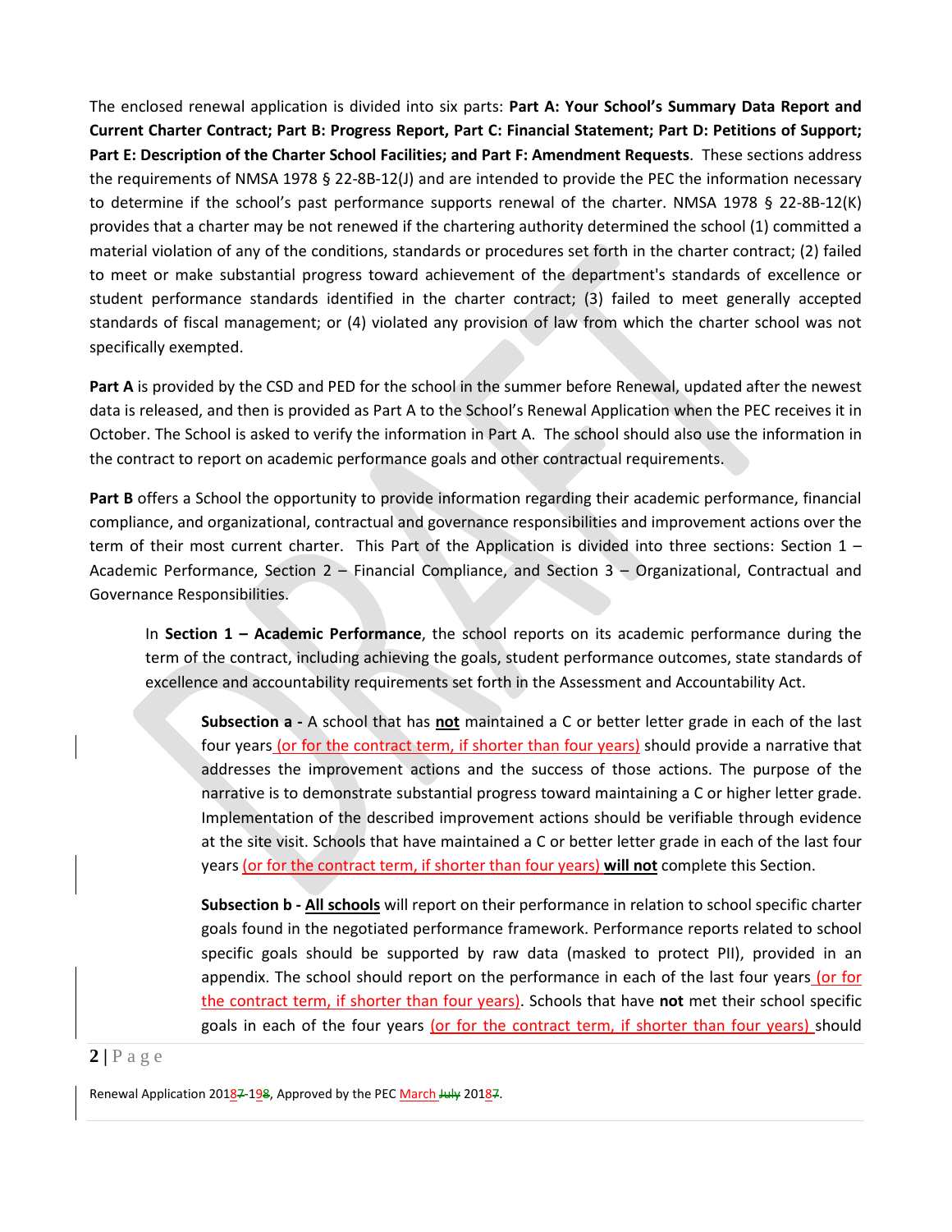The enclosed renewal application is divided into six parts: **Part A: Your School's Summary Data Report and Current Charter Contract; Part B: Progress Report, Part C: Financial Statement; Part D: Petitions of Support; Part E: Description of the Charter School Facilities; and Part F: Amendment Requests**. These sections address the requirements of NMSA 1978 § 22-8B-12(J) and are intended to provide the PEC the information necessary to determine if the school's past performance supports renewal of the charter. NMSA 1978 § 22-8B-12(K) provides that a charter may be not renewed if the chartering authority determined the school (1) committed a material violation of any of the conditions, standards or procedures set forth in the charter contract; (2) failed to meet or make substantial progress toward achievement of the department's standards of excellence or student performance standards identified in the charter contract; (3) failed to meet generally accepted standards of fiscal management; or (4) violated any provision of law from which the charter school was not specifically exempted.

**Part A** is provided by the CSD and PED for the school in the summer before Renewal, updated after the newest data is released, and then is provided as Part A to the School's Renewal Application when the PEC receives it in October. The School is asked to verify the information in Part A. The school should also use the information in the contract to report on academic performance goals and other contractual requirements.

**Part B** offers a School the opportunity to provide information regarding their academic performance, financial compliance, and organizational, contractual and governance responsibilities and improvement actions over the term of their most current charter. This Part of the Application is divided into three sections: Section 1 – Academic Performance, Section 2 – Financial Compliance, and Section 3 – Organizational, Contractual and Governance Responsibilities.

In **Section 1 – Academic Performance**, the school reports on its academic performance during the term of the contract, including achieving the goals, student performance outcomes, state standards of excellence and accountability requirements set forth in the Assessment and Accountability Act.

**Subsection a -** A school that has **not** maintained a C or better letter grade in each of the last four years (or for the contract term, if shorter than four years) should provide a narrative that addresses the improvement actions and the success of those actions. The purpose of the narrative is to demonstrate substantial progress toward maintaining a C or higher letter grade. Implementation of the described improvement actions should be verifiable through evidence at the site visit. Schools that have maintained a C or better letter grade in each of the last four years (or for the contract term, if shorter than four years) **will not** complete this Section.

**Subsection b - All schools** will report on their performance in relation to school specific charter goals found in the negotiated performance framework. Performance reports related to school specific goals should be supported by raw data (masked to protect PII), provided in an appendix. The school should report on the performance in each of the last four years (or for the contract term, if shorter than four years). Schools that have **not** met their school specific goals in each of the four years (or for the contract term, if shorter than four years) should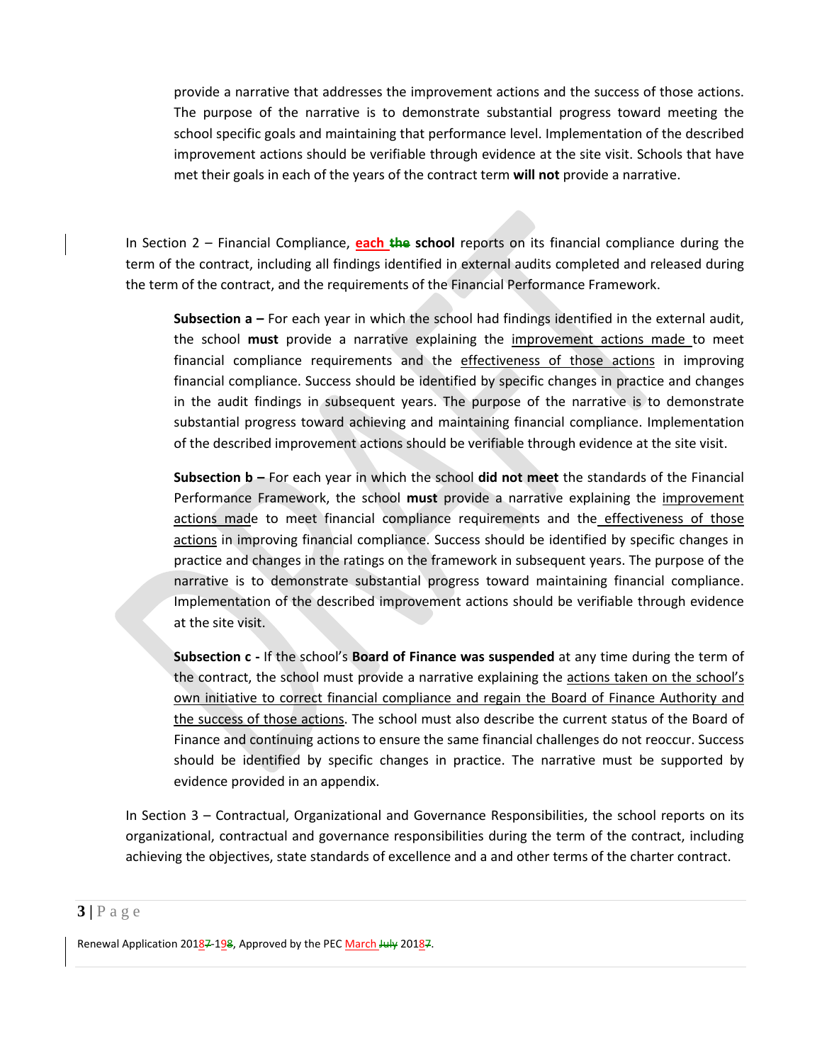provide a narrative that addresses the improvement actions and the success of those actions. The purpose of the narrative is to demonstrate substantial progress toward meeting the school specific goals and maintaining that performance level. Implementation of the described improvement actions should be verifiable through evidence at the site visit. Schools that have met their goals in each of the years of the contract term **will not** provide a narrative.

In Section 2 – Financial Compliance, **each ~~the~~ school** reports on its financial compliance during the term of the contract, including all findings identified in external audits completed and released during the term of the contract, and the requirements of the Financial Performance Framework.

**Subsection a –** For each year in which the school had findings identified in the external audit, the school **must** provide a narrative explaining the improvement actions made to meet financial compliance requirements and the effectiveness of those actions in improving financial compliance. Success should be identified by specific changes in practice and changes in the audit findings in subsequent years. The purpose of the narrative is to demonstrate substantial progress toward achieving and maintaining financial compliance. Implementation of the described improvement actions should be verifiable through evidence at the site visit.

**Subsection b –** For each year in which the school **did not meet** the standards of the Financial Performance Framework, the school **must** provide a narrative explaining the improvement actions made to meet financial compliance requirements and the effectiveness of those actions in improving financial compliance. Success should be identified by specific changes in practice and changes in the ratings on the framework in subsequent years. The purpose of the narrative is to demonstrate substantial progress toward maintaining financial compliance. Implementation of the described improvement actions should be verifiable through evidence at the site visit.

**Subsection c -** If the school's **Board of Finance was suspended** at any time during the term of the contract, the school must provide a narrative explaining the actions taken on the school's own initiative to correct financial compliance and regain the Board of Finance Authority and the success of those actions. The school must also describe the current status of the Board of Finance and continuing actions to ensure the same financial challenges do not reoccur. Success should be identified by specific changes in practice. The narrative must be supported by evidence provided in an appendix.

In Section 3 – Contractual, Organizational and Governance Responsibilities, the school reports on its organizational, contractual and governance responsibilities during the term of the contract, including achieving the objectives, state standards of excellence and a and other terms of the charter contract.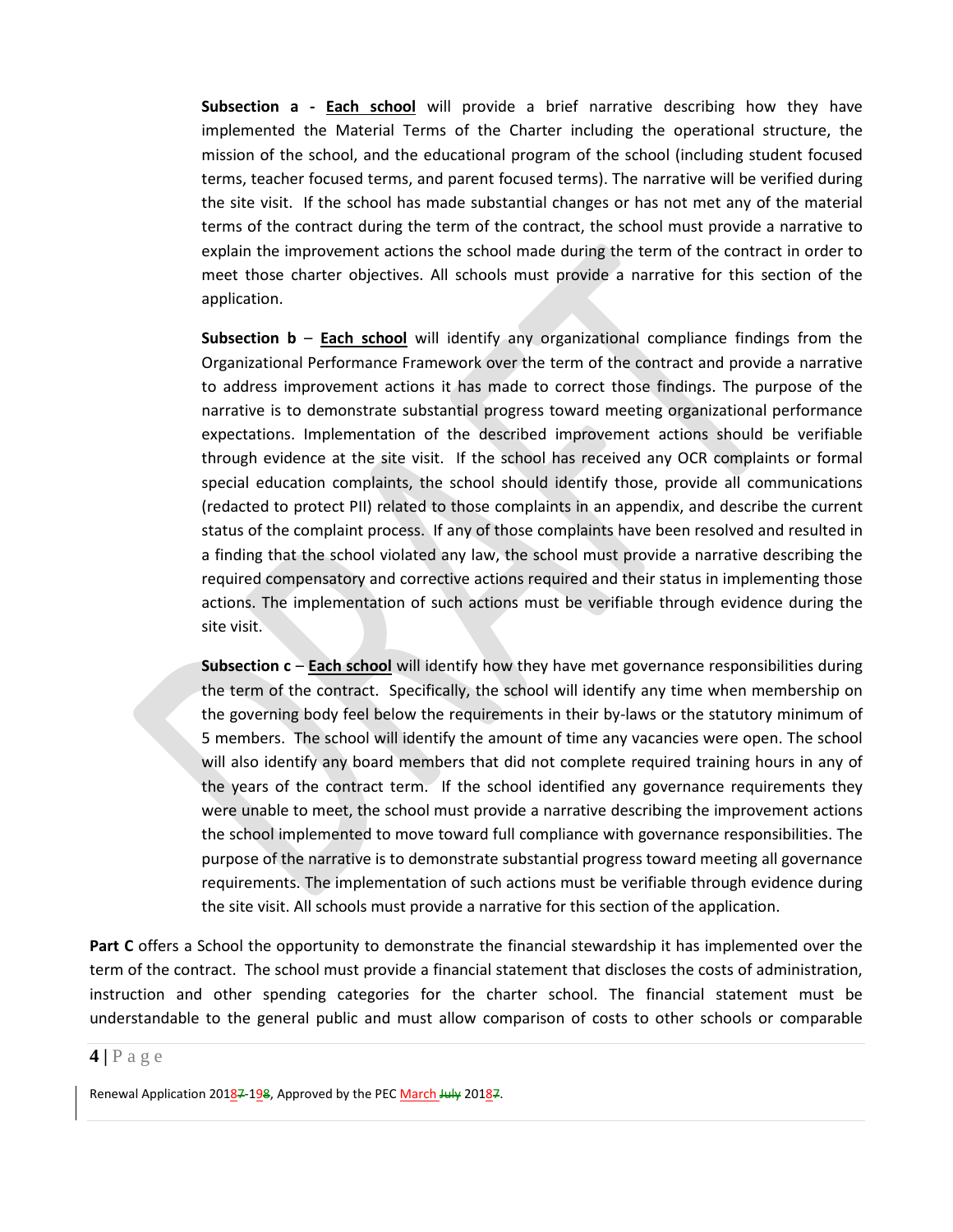**Subsection a - Each school** will provide a brief narrative describing how they have implemented the Material Terms of the Charter including the operational structure, the mission of the school, and the educational program of the school (including student focused terms, teacher focused terms, and parent focused terms). The narrative will be verified during the site visit. If the school has made substantial changes or has not met any of the material terms of the contract during the term of the contract, the school must provide a narrative to explain the improvement actions the school made during the term of the contract in order to meet those charter objectives. All schools must provide a narrative for this section of the application.

**Subsection b** – **Each school** will identify any organizational compliance findings from the Organizational Performance Framework over the term of the contract and provide a narrative to address improvement actions it has made to correct those findings. The purpose of the narrative is to demonstrate substantial progress toward meeting organizational performance expectations. Implementation of the described improvement actions should be verifiable through evidence at the site visit. If the school has received any OCR complaints or formal special education complaints, the school should identify those, provide all communications (redacted to protect PII) related to those complaints in an appendix, and describe the current status of the complaint process. If any of those complaints have been resolved and resulted in a finding that the school violated any law, the school must provide a narrative describing the required compensatory and corrective actions required and their status in implementing those actions. The implementation of such actions must be verifiable through evidence during the site visit.

**Subsection c** – **Each school** will identify how they have met governance responsibilities during the term of the contract. Specifically, the school will identify any time when membership on the governing body feel below the requirements in their by-laws or the statutory minimum of 5 members. The school will identify the amount of time any vacancies were open. The school will also identify any board members that did not complete required training hours in any of the years of the contract term. If the school identified any governance requirements they were unable to meet, the school must provide a narrative describing the improvement actions the school implemented to move toward full compliance with governance responsibilities. The purpose of the narrative is to demonstrate substantial progress toward meeting all governance requirements. The implementation of such actions must be verifiable through evidence during the site visit. All schools must provide a narrative for this section of the application.

**Part C** offers a School the opportunity to demonstrate the financial stewardship it has implemented over the term of the contract. The school must provide a financial statement that discloses the costs of administration, instruction and other spending categories for the charter school. The financial statement must be understandable to the general public and must allow comparison of costs to other schools or comparable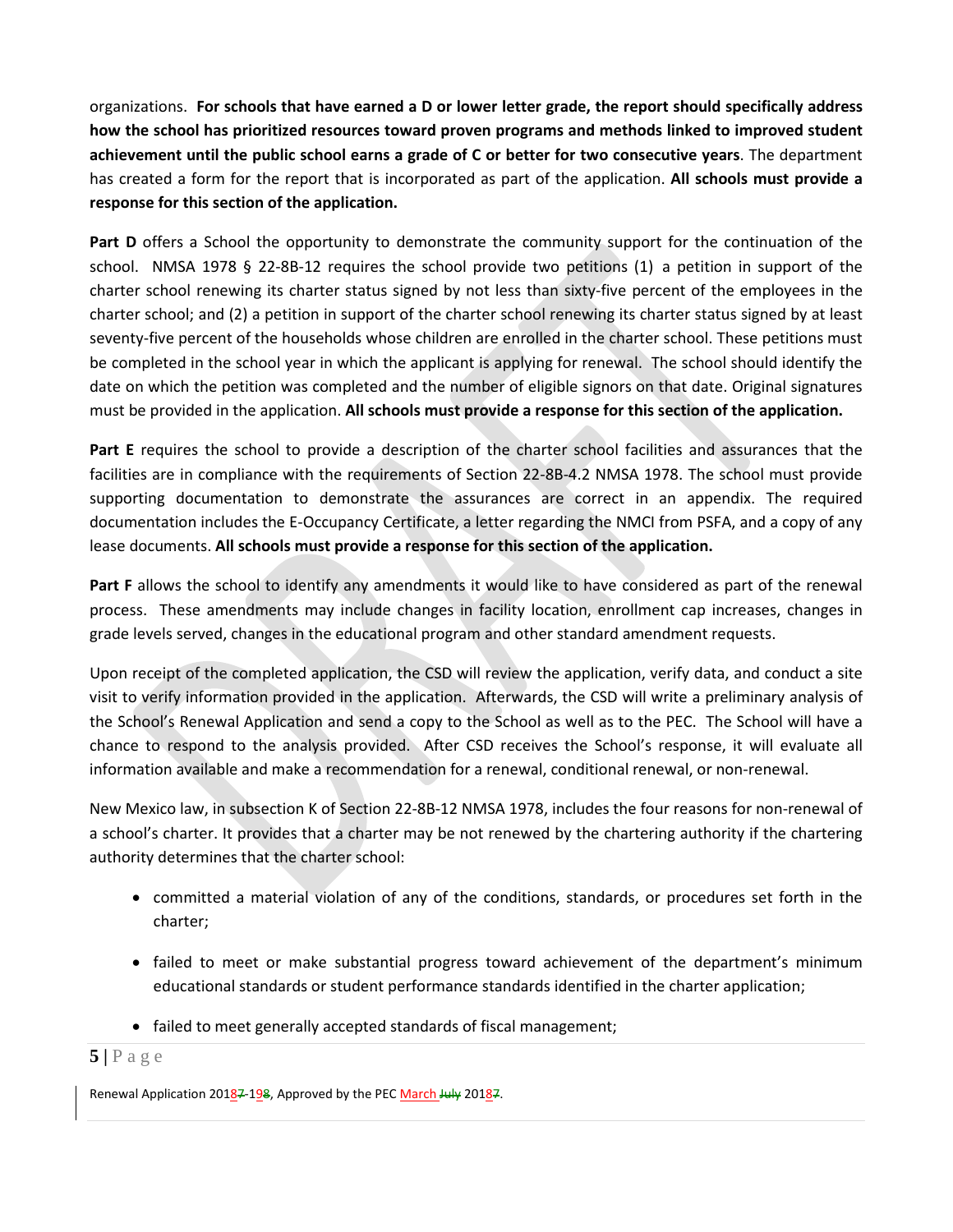organizations. **For schools that have earned a D or lower letter grade, the report should specifically address how the school has prioritized resources toward proven programs and methods linked to improved student achievement until the public school earns a grade of C or better for two consecutive years**. The department has created a form for the report that is incorporated as part of the application. **All schools must provide a response for this section of the application.**

**Part D** offers a School the opportunity to demonstrate the community support for the continuation of the school. NMSA 1978 § 22-8B-12 requires the school provide two petitions (1) a petition in support of the charter school renewing its charter status signed by not less than sixty-five percent of the employees in the charter school; and (2) a petition in support of the charter school renewing its charter status signed by at least seventy-five percent of the households whose children are enrolled in the charter school. These petitions must be completed in the school year in which the applicant is applying for renewal. The school should identify the date on which the petition was completed and the number of eligible signors on that date. Original signatures must be provided in the application. **All schools must provide a response for this section of the application.**

**Part E** requires the school to provide a description of the charter school facilities and assurances that the facilities are in compliance with the requirements of Section 22-8B-4.2 NMSA 1978. The school must provide supporting documentation to demonstrate the assurances are correct in an appendix. The required documentation includes the E-Occupancy Certificate, a letter regarding the NMCI from PSFA, and a copy of any lease documents. **All schools must provide a response for this section of the application.**

**Part F** allows the school to identify any amendments it would like to have considered as part of the renewal process. These amendments may include changes in facility location, enrollment cap increases, changes in grade levels served, changes in the educational program and other standard amendment requests.

Upon receipt of the completed application, the CSD will review the application, verify data, and conduct a site visit to verify information provided in the application. Afterwards, the CSD will write a preliminary analysis of the School's Renewal Application and send a copy to the School as well as to the PEC. The School will have a chance to respond to the analysis provided. After CSD receives the School's response, it will evaluate all information available and make a recommendation for a renewal, conditional renewal, or non-renewal.

New Mexico law, in subsection K of Section 22-8B-12 NMSA 1978, includes the four reasons for non-renewal of a school's charter. It provides that a charter may be not renewed by the chartering authority if the chartering authority determines that the charter school:

- committed a material violation of any of the conditions, standards, or procedures set forth in the charter;
- failed to meet or make substantial progress toward achievement of the department's minimum educational standards or student performance standards identified in the charter application;
- failed to meet generally accepted standards of fiscal management;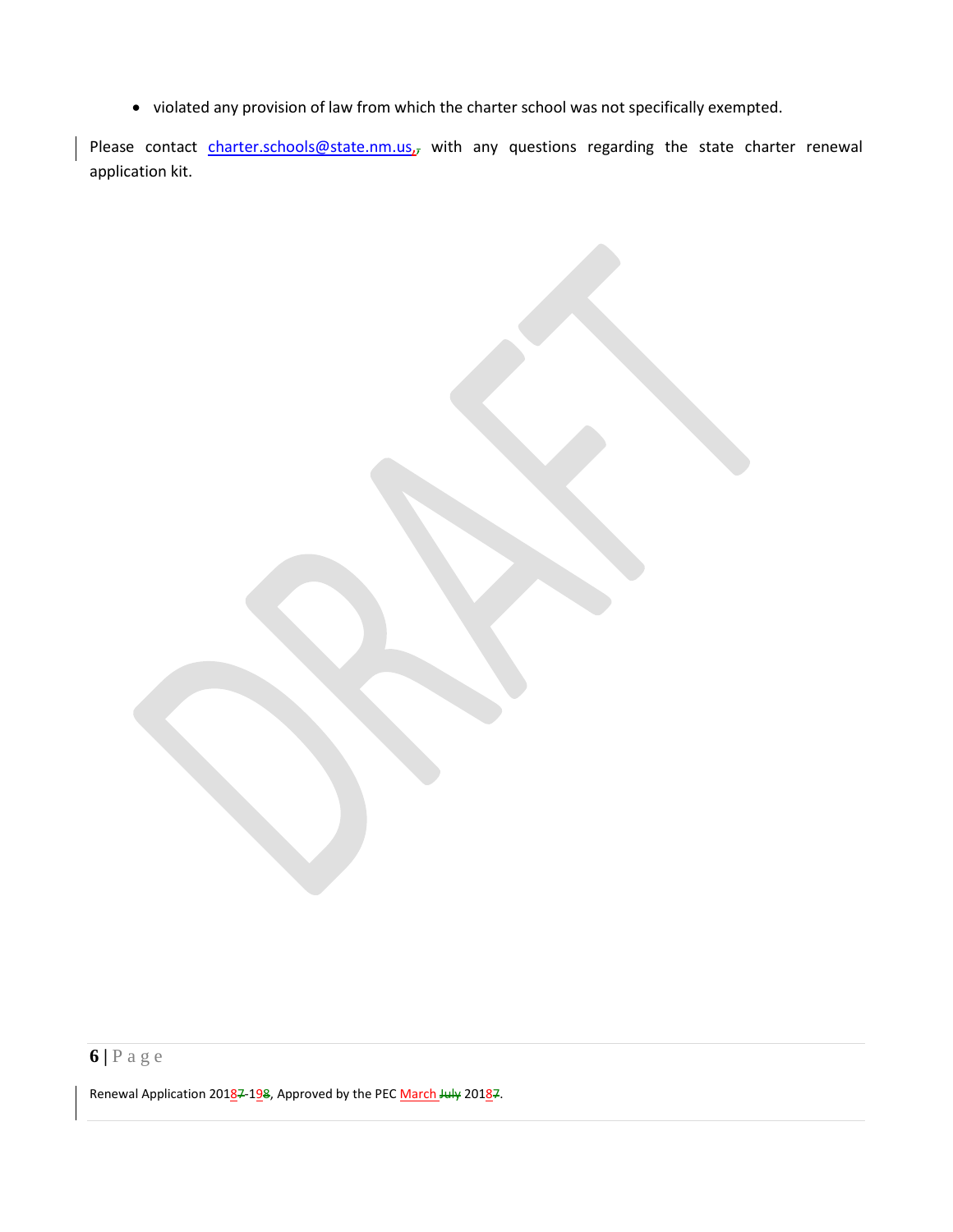- violated any provision of law from which the charter school was not specifically exempted.

Please contact charter.schools@state.nm.us, with any questions regarding the state charter renewal application kit.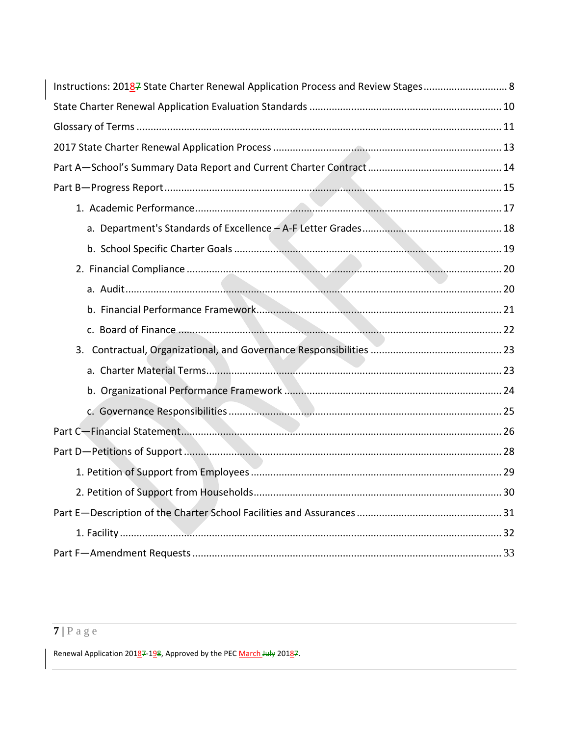Instructions: 20187 State Charter Renewal Application Process and Review Stages .............................. 8

State Charter Renewal Application Evaluation Standards .................................................................... 10

Glossary of Terms ................................................................................................................................ 11

2017 State Charter Renewal Application Process ................................................................................. 13

Part A—School's Summary Data Report and Current Charter Contract ................................................ 14

Part B—Progress Report ....................................................................................................................... 15

- 1. Academic Performance ................................................................................................................ 17
  - a. Department's Standards of Excellence – A-F Letter Grades ................................................. 18
  - b. School Specific Charter Goals ................................................................................................ 19
- 2. Financial Compliance ................................................................................................................... 20
  - a. Audit ..................................................................................................................................... 20
  - b. Financial Performance Framework ....................................................................................... 21
  - c. Board of Finance ................................................................................................................... 22
- 3. Contractual, Organizational, and Governance Responsibilities .................................................. 23
  - a. Charter Material Terms ......................................................................................................... 23
  - b. Organizational Performance Framework .............................................................................. 24
  - c. Governance Responsibilities ................................................................................................. 25

Part C—Financial Statement ................................................................................................................. 26

Part D—Petitions of Support ................................................................................................................. 28

- 1. Petition of Support from Employees ........................................................................................... 29
- 2. Petition of Support from Households .......................................................................................... 30

Part E—Description of the Charter School Facilities and Assurances .................................................... 31

- 1. Facility .......................................................................................................................................... 32

Part F—Amendment Requests .............................................................................................................. 33

Renewal Application 20187-198, Approved by the PEC March July 20187.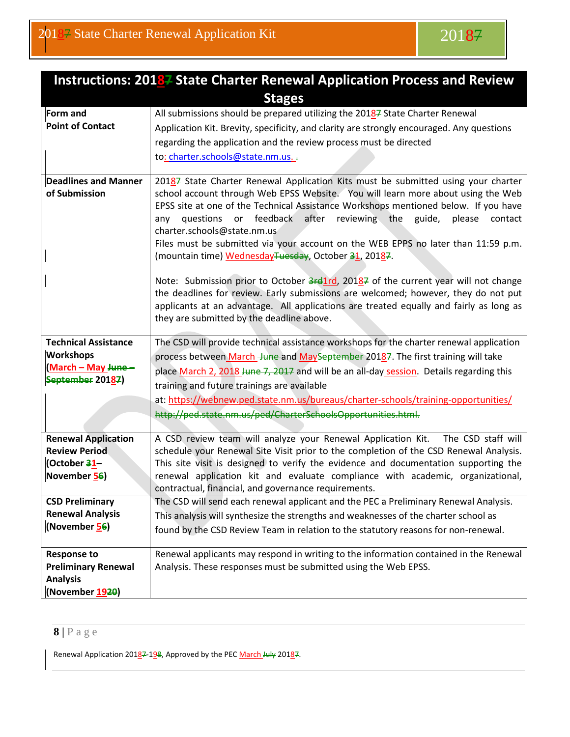| Instructions: 201 8 ~~7~~ State Charter Renewal Application Process and Review Stages | |
|---|---|
| **Form and Point of Contact** | All submissions should be prepared utilizing the 2018~~7~~ State Charter Renewal Application Kit. Brevity, specificity, and clarity are strongly encouraged. Any questions regarding the application and the review process must be directed to: charter.schools@state.nm.us. ~~.~~ |
| **Deadlines and Manner of Submission** | 2018~~7~~ State Charter Renewal Application Kits must be submitted using your charter school account through Web EPSS Website. You will learn more about using the Web EPSS site at one of the Technical Assistance Workshops mentioned below. If you have any questions or feedback after reviewing the guide, please contact charter.schools@state.nm.us<br>Files must be submitted via your account on the WEB EPPS no later than 11:59 p.m. (mountain time) Wednesday~~Tuesday~~, October ~~3~~1, 2018~~7~~.<br><br>Note: Submission prior to October ~~3rd~~1rd, 2018~~7~~ of the current year will not change the deadlines for review. Early submissions are welcomed; however, they do not put applicants at an advantage. All applications are treated equally and fairly as long as they are submitted by the deadline above. |
| **Technical Assistance Workshops (March – May ~~June – September~~ 2018~~7~~)** | The CSD will provide technical assistance workshops for the charter renewal application process between March ~~June~~ and May~~September~~ 2018~~7~~. The first training will take place March 2, 2018 ~~June 7, 2017~~ and will be an all-day session. Details regarding this training and future trainings are available at: https://webnew.ped.state.nm.us/bureaus/charter-schools/training-opportunities/ ~~http://ped.state.nm.us/ped/CharterSchoolsOpportunities.html.~~ |
| **Renewal Application Review Period (October ~~3~~1– November 5~~6~~)** | A CSD review team will analyze your Renewal Application Kit. The CSD staff will schedule your Renewal Site Visit prior to the completion of the CSD Renewal Analysis. This site visit is designed to verify the evidence and documentation supporting the renewal application kit and evaluate compliance with academic, organizational, contractual, financial, and governance requirements. |
| **CSD Preliminary Renewal Analysis (November 5~~6~~)** | The CSD will send each renewal applicant and the PEC a Preliminary Renewal Analysis. This analysis will synthesize the strengths and weaknesses of the charter school as found by the CSD Review Team in relation to the statutory reasons for non-renewal. |
| **Response to Preliminary Renewal Analysis (November 19~~20~~)** | Renewal applicants may respond in writing to the information contained in the Renewal Analysis. These responses must be submitted using the Web EPSS. |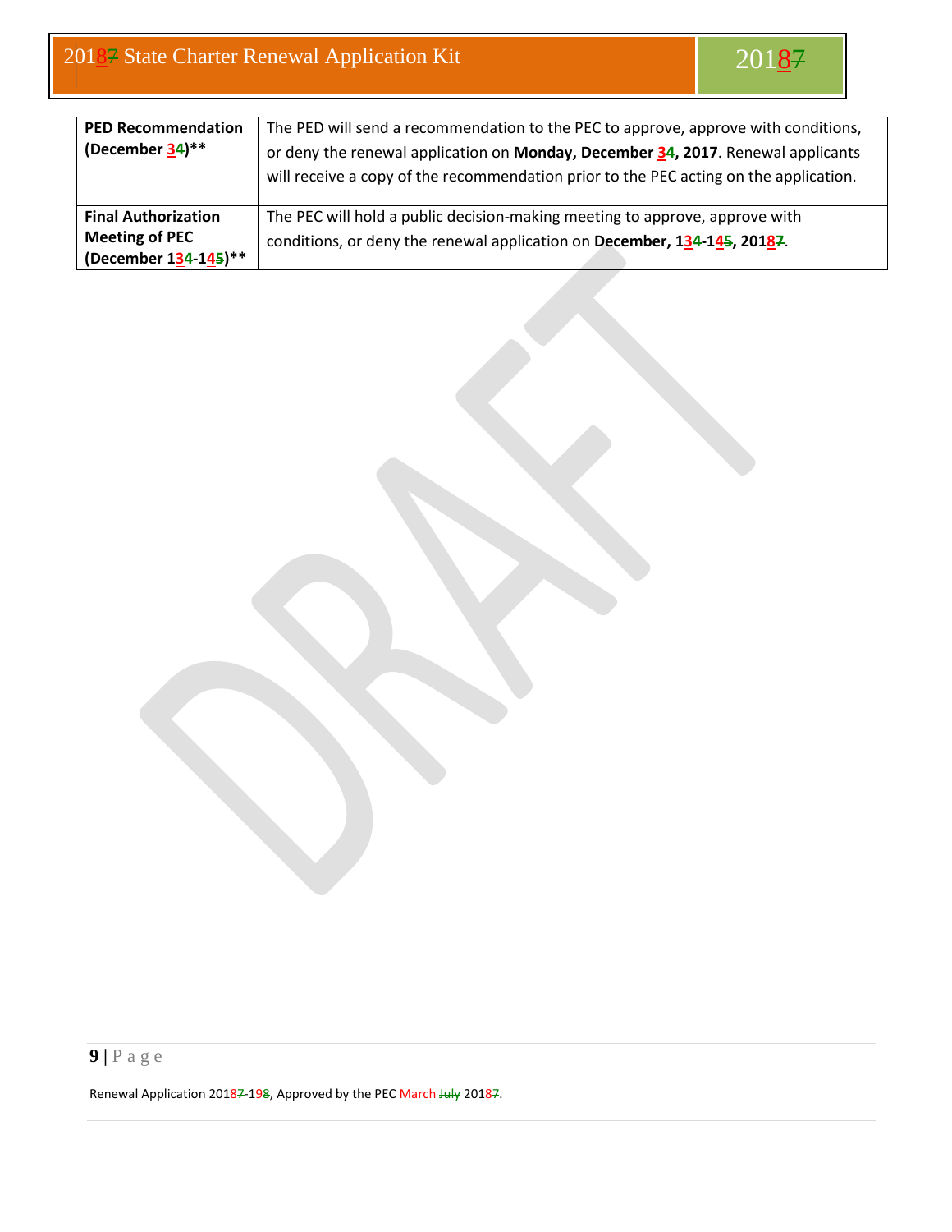| PED Recommendation (December 34)** | The PED will send a recommendation to the PEC to approve, approve with conditions, or deny the renewal application on **Monday, December 34, 2017**. Renewal applicants will receive a copy of the recommendation prior to the PEC acting on the application. |
|---|---|
| **Final Authorization Meeting of PEC (December 134-145)**** | The PEC will hold a public decision-making meeting to approve, approve with conditions, or deny the renewal application on **December, 134-145, 20187**. |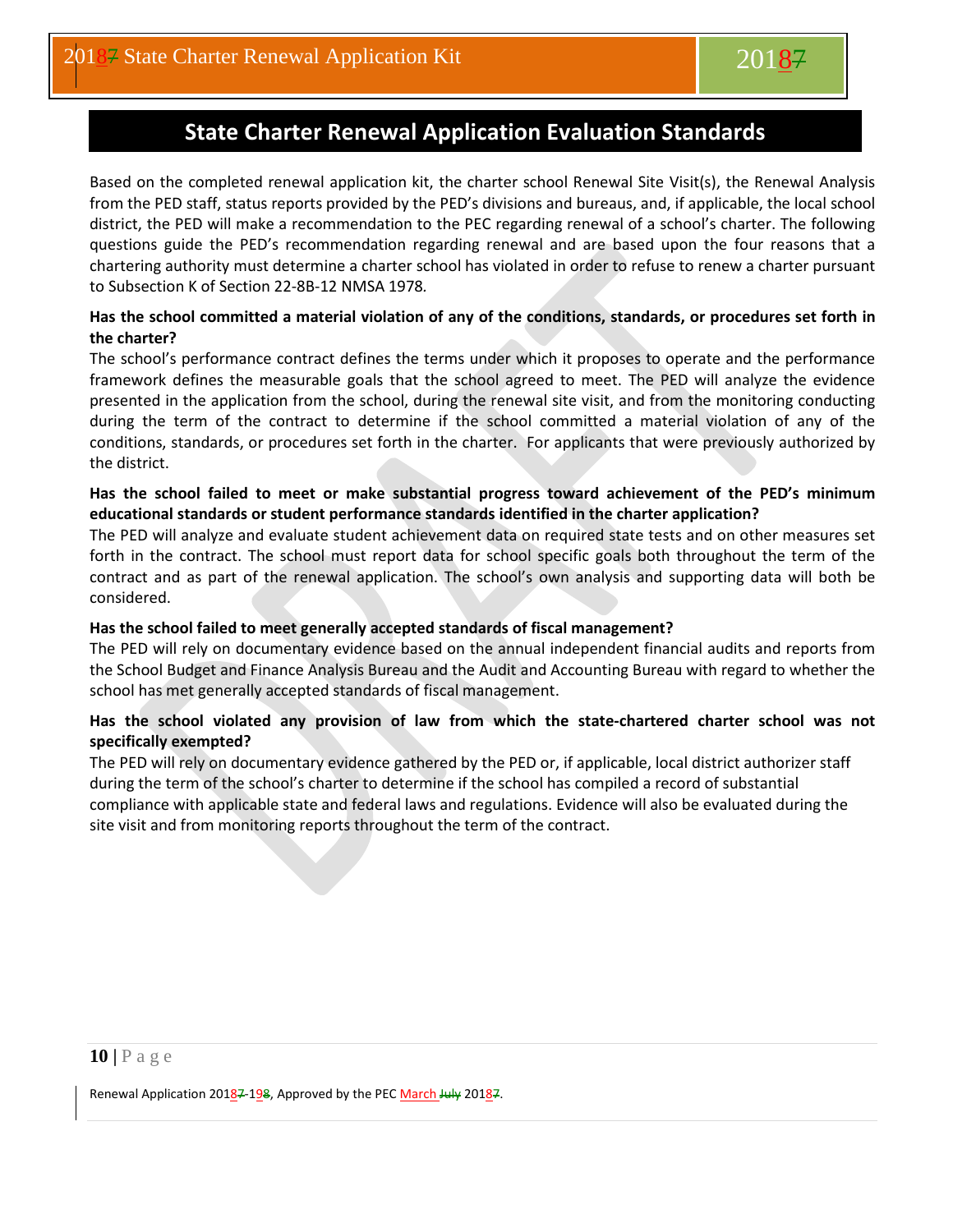# State Charter Renewal Application Evaluation Standards

Based on the completed renewal application kit, the charter school Renewal Site Visit(s), the Renewal Analysis from the PED staff, status reports provided by the PED's divisions and bureaus, and, if applicable, the local school district, the PED will make a recommendation to the PEC regarding renewal of a school's charter. The following questions guide the PED's recommendation regarding renewal and are based upon the four reasons that a chartering authority must determine a charter school has violated in order to refuse to renew a charter pursuant to Subsection K of Section 22-8B-12 NMSA 1978.

**Has the school committed a material violation of any of the conditions, standards, or procedures set forth in the charter?**

The school's performance contract defines the terms under which it proposes to operate and the performance framework defines the measurable goals that the school agreed to meet. The PED will analyze the evidence presented in the application from the school, during the renewal site visit, and from the monitoring conducting during the term of the contract to determine if the school committed a material violation of any of the conditions, standards, or procedures set forth in the charter. For applicants that were previously authorized by the district.

**Has the school failed to meet or make substantial progress toward achievement of the PED's minimum educational standards or student performance standards identified in the charter application?**

The PED will analyze and evaluate student achievement data on required state tests and on other measures set forth in the contract. The school must report data for school specific goals both throughout the term of the contract and as part of the renewal application. The school's own analysis and supporting data will both be considered.

**Has the school failed to meet generally accepted standards of fiscal management?**

The PED will rely on documentary evidence based on the annual independent financial audits and reports from the School Budget and Finance Analysis Bureau and the Audit and Accounting Bureau with regard to whether the school has met generally accepted standards of fiscal management.

**Has the school violated any provision of law from which the state-chartered charter school was not specifically exempted?**

The PED will rely on documentary evidence gathered by the PED or, if applicable, local district authorizer staff during the term of the school's charter to determine if the school has compiled a record of substantial compliance with applicable state and federal laws and regulations. Evidence will also be evaluated during the site visit and from monitoring reports throughout the term of the contract.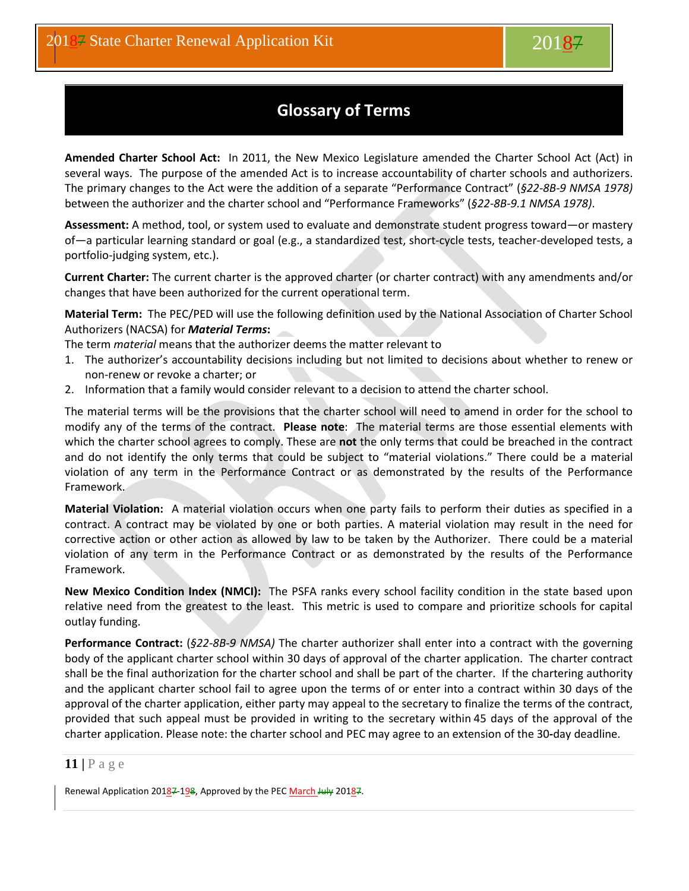## Glossary of Terms

**Amended Charter School Act:** In 2011, the New Mexico Legislature amended the Charter School Act (Act) in several ways. The purpose of the amended Act is to increase accountability of charter schools and authorizers. The primary changes to the Act were the addition of a separate "Performance Contract" (*§22-8B-9 NMSA 1978)* between the authorizer and the charter school and "Performance Frameworks" (*§22-8B-9.1 NMSA 1978)*.

**Assessment:** A method, tool, or system used to evaluate and demonstrate student progress toward—or mastery of—a particular learning standard or goal (e.g., a standardized test, short-cycle tests, teacher-developed tests, a portfolio-judging system, etc.).

**Current Charter:** The current charter is the approved charter (or charter contract) with any amendments and/or changes that have been authorized for the current operational term.

**Material Term:** The PEC/PED will use the following definition used by the National Association of Charter School Authorizers (NACSA) for ***Material Terms*:**

The term *material* means that the authorizer deems the matter relevant to

1. The authorizer's accountability decisions including but not limited to decisions about whether to renew or non-renew or revoke a charter; or
2. Information that a family would consider relevant to a decision to attend the charter school.

The material terms will be the provisions that the charter school will need to amend in order for the school to modify any of the terms of the contract. **Please note**: The material terms are those essential elements with which the charter school agrees to comply. These are **not** the only terms that could be breached in the contract and do not identify the only terms that could be subject to "material violations." There could be a material violation of any term in the Performance Contract or as demonstrated by the results of the Performance Framework.

**Material Violation:** A material violation occurs when one party fails to perform their duties as specified in a contract. A contract may be violated by one or both parties. A material violation may result in the need for corrective action or other action as allowed by law to be taken by the Authorizer. There could be a material violation of any term in the Performance Contract or as demonstrated by the results of the Performance Framework.

**New Mexico Condition Index (NMCI):** The PSFA ranks every school facility condition in the state based upon relative need from the greatest to the least. This metric is used to compare and prioritize schools for capital outlay funding.

**Performance Contract:** (*§22-8B-9 NMSA)* The charter authorizer shall enter into a contract with the governing body of the applicant charter school within 30 days of approval of the charter application. The charter contract shall be the final authorization for the charter school and shall be part of the charter. If the chartering authority and the applicant charter school fail to agree upon the terms of or enter into a contract within 30 days of the approval of the charter application, either party may appeal to the secretary to finalize the terms of the contract, provided that such appeal must be provided in writing to the secretary within 45 days of the approval of the charter application. Please note: the charter school and PEC may agree to an extension of the 30-day deadline.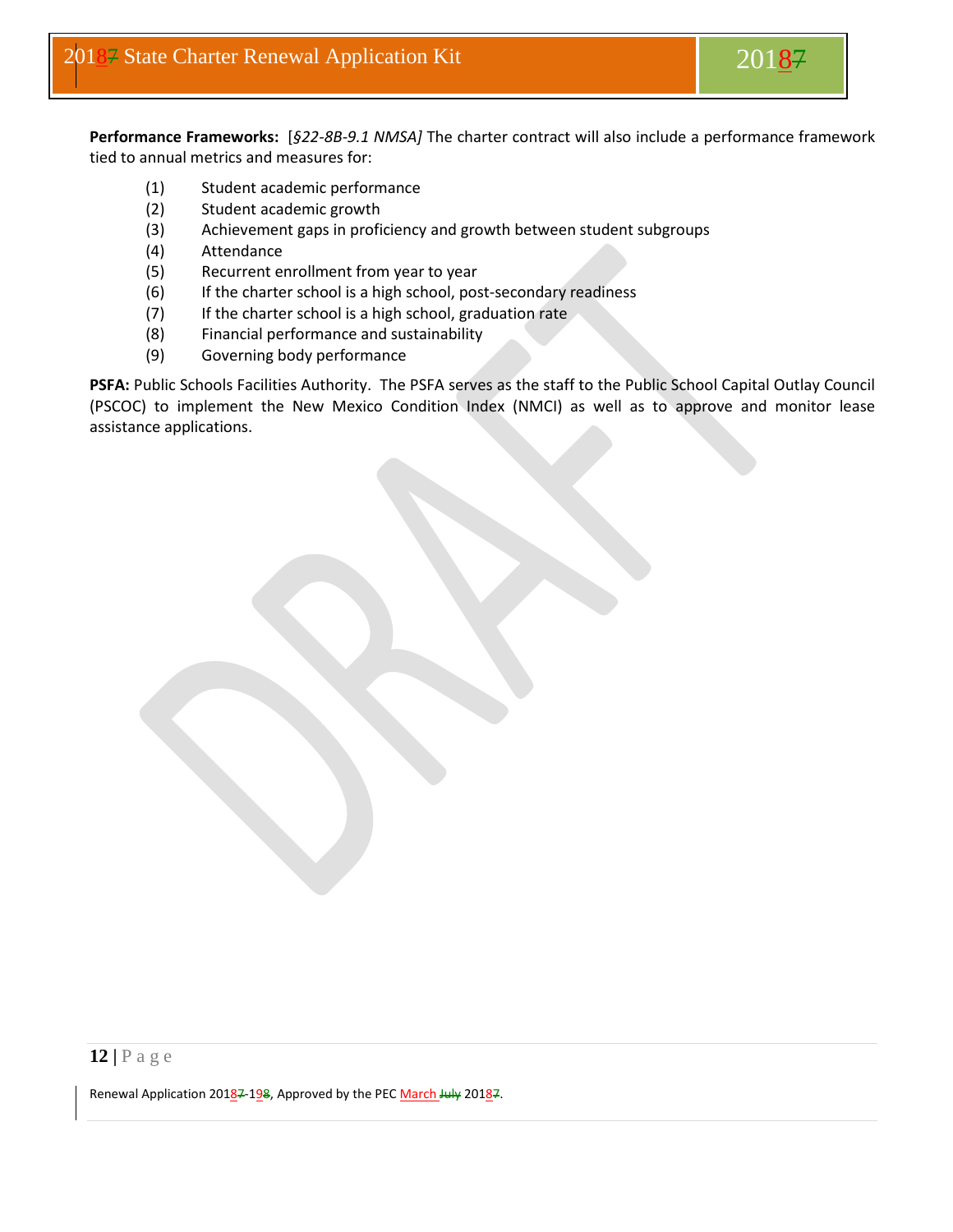**Performance Frameworks:** [*§22-8B-9.1 NMSA]* The charter contract will also include a performance framework tied to annual metrics and measures for:

(1) Student academic performance
(2) Student academic growth
(3) Achievement gaps in proficiency and growth between student subgroups
(4) Attendance
(5) Recurrent enrollment from year to year
(6) If the charter school is a high school, post-secondary readiness
(7) If the charter school is a high school, graduation rate
(8) Financial performance and sustainability
(9) Governing body performance

**PSFA:** Public Schools Facilities Authority. The PSFA serves as the staff to the Public School Capital Outlay Council (PSCOC) to implement the New Mexico Condition Index (NMCI) as well as to approve and monitor lease assistance applications.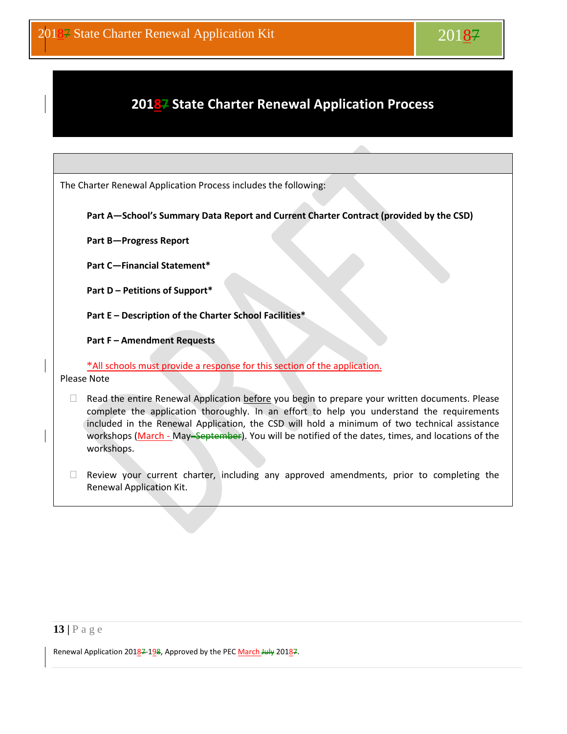# 20187 State Charter Renewal Application Process

The Charter Renewal Application Process includes the following:

**Part A—School's Summary Data Report and Current Charter Contract (provided by the CSD)**

**Part B—Progress Report**

**Part C—Financial Statement***

**Part D – Petitions of Support***

**Part E – Description of the Charter School Facilities***

**Part F – Amendment Requests**

*All schools must provide a response for this section of the application.

Please Note

- Read the entire Renewal Application before you begin to prepare your written documents. Please complete the application thoroughly. In an effort to help you understand the requirements included in the Renewal Application, the CSD will hold a minimum of two technical assistance workshops (March - May–September). You will be notified of the dates, times, and locations of the workshops.

- Review your current charter, including any approved amendments, prior to completing the Renewal Application Kit.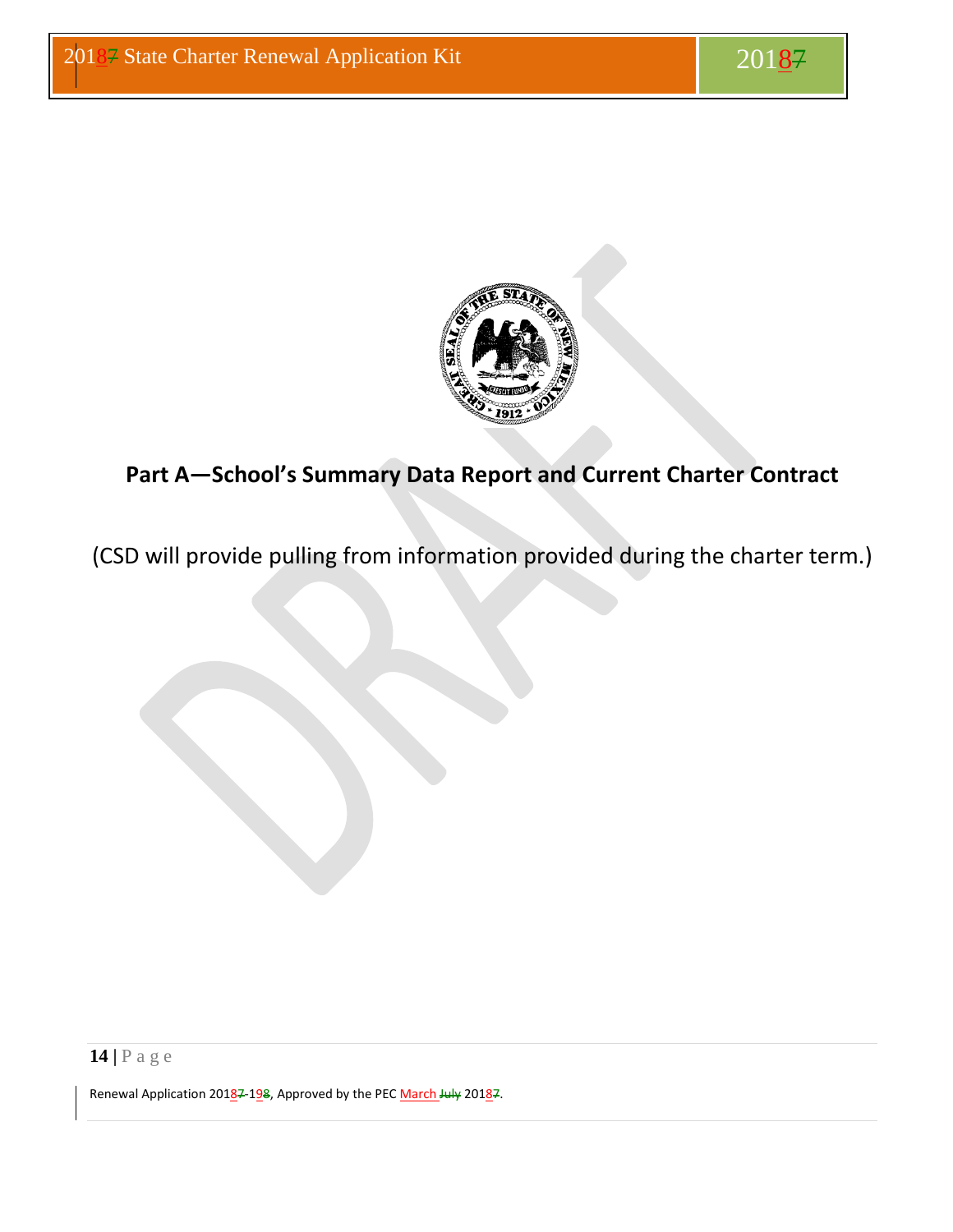## Part A—School's Summary Data Report and Current Charter Contract

(CSD will provide pulling from information provided during the charter term.)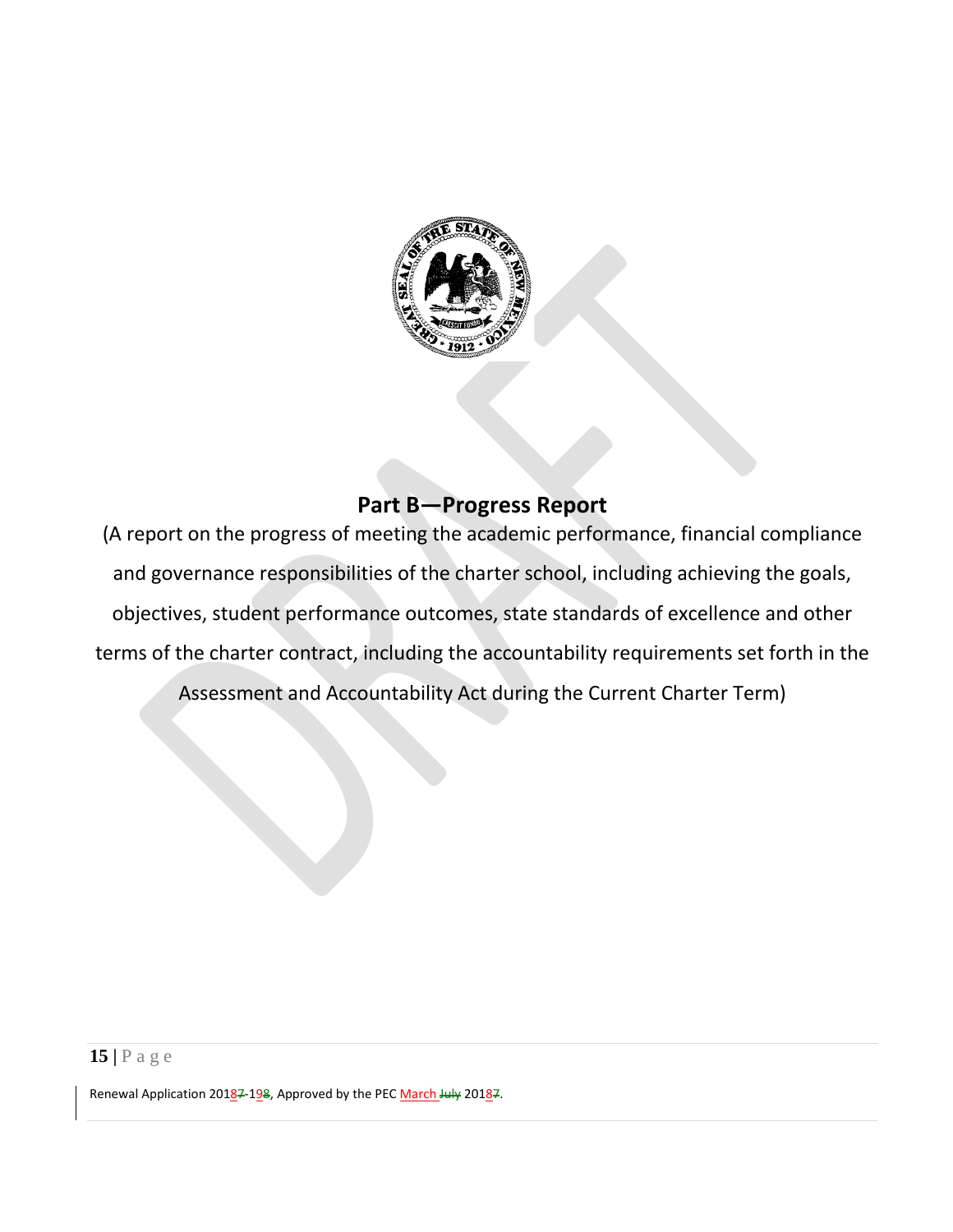# Part B—Progress Report

(A report on the progress of meeting the academic performance, financial compliance and governance responsibilities of the charter school, including achieving the goals, objectives, student performance outcomes, state standards of excellence and other terms of the charter contract, including the accountability requirements set forth in the Assessment and Accountability Act during the Current Charter Term)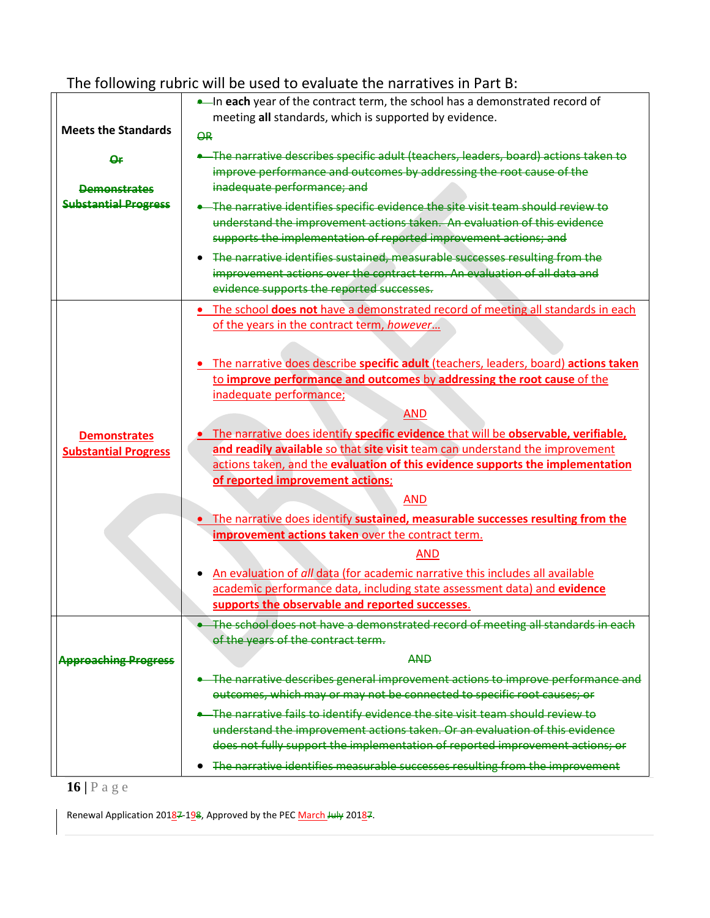The following rubric will be used to evaluate the narratives in Part B:

| | |
|---|---|
| **Meets the Standards** ~~Or~~ ~~Demonstrates Substantial Progress~~ | • In **each** year of the contract term, the school has a demonstrated record of meeting **all** standards, which is supported by evidence. ~~OR~~ ~~• The narrative describes specific adult (teachers, leaders, board) actions taken to improve performance and outcomes by addressing the root cause of the inadequate performance; and~~ ~~• The narrative identifies specific evidence the site visit team should review to understand the improvement actions taken. An evaluation of this evidence supports the implementation of reported improvement actions; and~~ ~~• The narrative identifies sustained, measurable successes resulting from the improvement actions over the contract term. An evaluation of all data and evidence supports the reported successes.~~ |
| **Demonstrates Substantial Progress** | • The school **does not** have a demonstrated record of meeting all standards in each of the years in the contract term, *however…* • The narrative does describe **specific adult** (teachers, leaders, board) **actions taken** to **improve performance and outcomes** by **addressing the root cause** of the inadequate performance; AND • The narrative does identify **specific evidence** that will be **observable, verifiable, and readily available** so that **site visit** team can understand the improvement actions taken, and the **evaluation of this evidence supports the implementation of reported improvement actions**; AND • The narrative does identify **sustained, measurable successes resulting from the improvement actions taken** over the contract term. AND • An evaluation of *all* data (for academic narrative this includes all available academic performance data, including state assessment data) and **evidence supports the observable and reported successes**. |
| ~~Approaching Progress~~ | ~~• The school does not have a demonstrated record of meeting all standards in each of the years of the contract term.~~ ~~AND~~ ~~• The narrative describes general improvement actions to improve performance and outcomes, which may or may not be connected to specific root causes; or~~ ~~• The narrative fails to identify evidence the site visit team should review to understand the improvement actions taken. Or an evaluation of this evidence does not fully support the implementation of reported improvement actions; or~~ ~~• The narrative identifies measurable successes resulting from the improvement~~ |

Renewal Application 20187-198, Approved by the PEC March July 20187.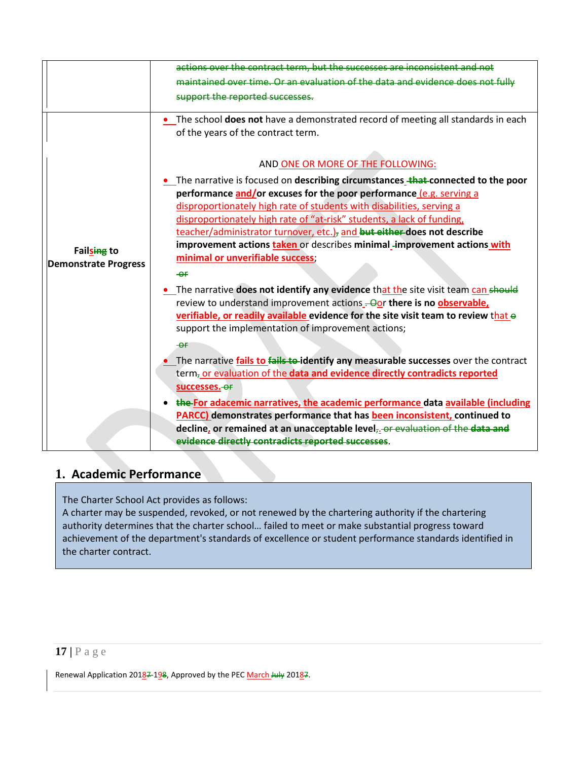| | |
|---|---|
| | ~~actions over the contract term, but the successes are inconsistent and not maintained over time. Or an evaluation of the data and evidence does not fully support the reported successes.~~ |
| **Failsing to Demonstrate Progress** | • The school **does not** have a demonstrated record of meeting all standards in each of the years of the contract term.<br><br>AND ONE OR MORE OF THE FOLLOWING:<br><br>• The narrative is focused on **describing circumstances ~~that~~ connected to the poor performance and/or excuses for the poor performance** (e.g. serving a disproportionately high rate of students with disabilities, serving a disproportionately high rate of "at-risk" students, a lack of funding, teacher/administrator turnover, etc.), and ~~but either~~ **does not describe improvement actions taken** or describes **minimal improvement actions with minimal or unverifiable success**;<br><br>~~or~~<br><br>• The narrative **does not identify any evidence** that at the site visit team can ~~should~~ review to understand improvement actions. ~~O~~or **there is no observable, verifiable, or readily available evidence for the site visit team to review** that ~~o~~ support the implementation of improvement actions;<br><br>~~or~~<br><br>• The narrative **fails to ~~fails to~~ identify any measurable successes** over the contract term, or evaluation of the **data and evidence directly contradicts reported successes.** ~~or~~<br><br>• ~~the~~ **For adacemic narratives, the academic performance** data **available (including PARCC) demonstrates performance that has been inconsistent, continued to decline, or remained at an unacceptable level**. ~~or evaluation of the **data and evidence directly contradicts reported successes**~~. |

## 1. Academic Performance

The Charter School Act provides as follows:

A charter may be suspended, revoked, or not renewed by the chartering authority if the chartering authority determines that the charter school… failed to meet or make substantial progress toward achievement of the department's standards of excellence or student performance standards identified in the charter contract.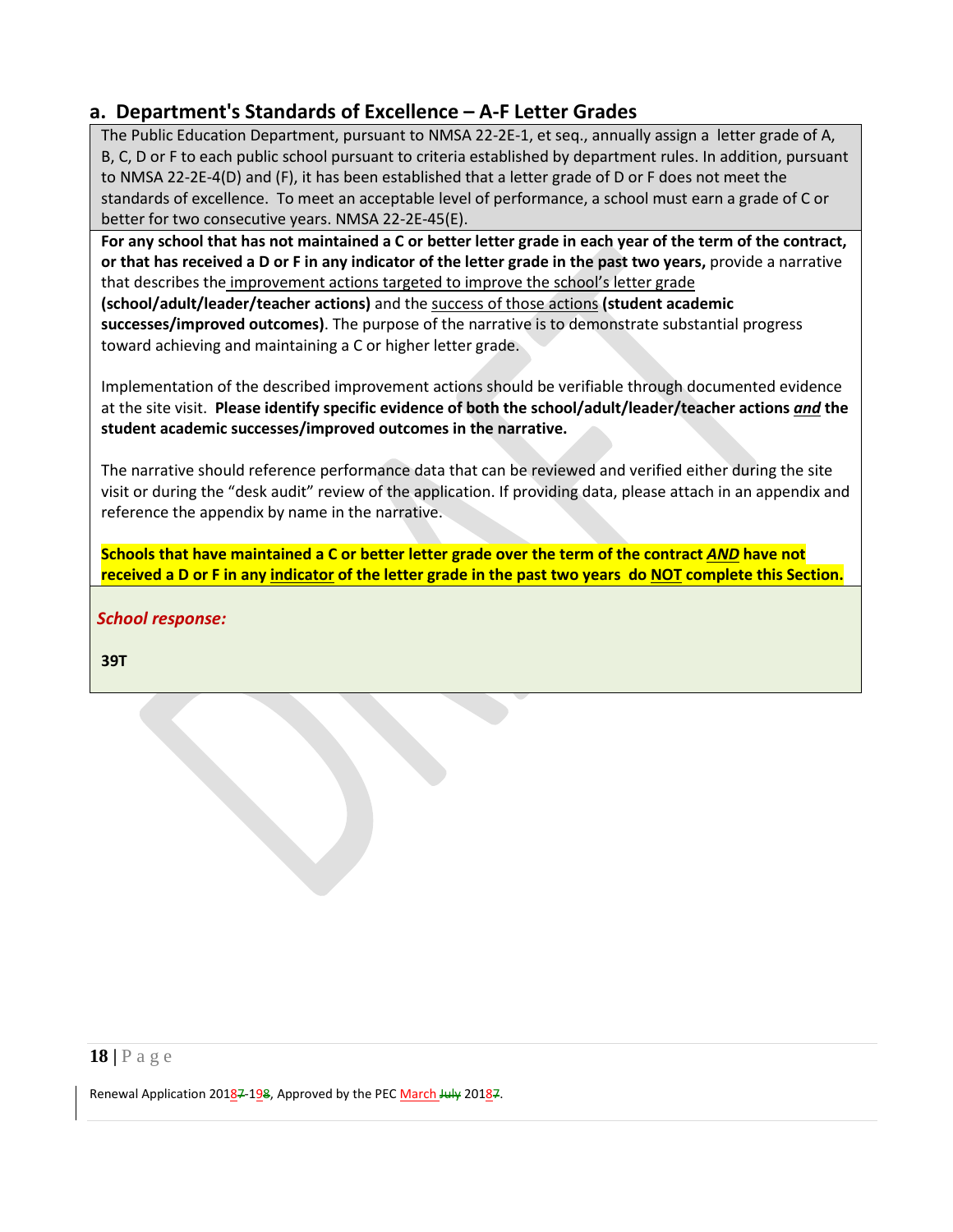## a. Department's Standards of Excellence – A-F Letter Grades

The Public Education Department, pursuant to NMSA 22-2E-1, et seq., annually assign a letter grade of A, B, C, D or F to each public school pursuant to criteria established by department rules. In addition, pursuant to NMSA 22-2E-4(D) and (F), it has been established that a letter grade of D or F does not meet the standards of excellence. To meet an acceptable level of performance, a school must earn a grade of C or better for two consecutive years. NMSA 22-2E-45(E).

**For any school that has not maintained a C or better letter grade in each year of the term of the contract, or that has received a D or F in any indicator of the letter grade in the past two years,** provide a narrative that describes the improvement actions targeted to improve the school's letter grade **(school/adult/leader/teacher actions)** and the success of those actions **(student academic successes/improved outcomes)**. The purpose of the narrative is to demonstrate substantial progress toward achieving and maintaining a C or higher letter grade.

Implementation of the described improvement actions should be verifiable through documented evidence at the site visit. **Please identify specific evidence of both the school/adult/leader/teacher actions *and* the student academic successes/improved outcomes in the narrative.**

The narrative should reference performance data that can be reviewed and verified either during the site visit or during the "desk audit" review of the application. If providing data, please attach in an appendix and reference the appendix by name in the narrative.

**Schools that have maintained a C or better letter grade over the term of the contract *AND* have not received a D or F in any indicator of the letter grade in the past two years do NOT complete this Section.**

***School response:***

**39T**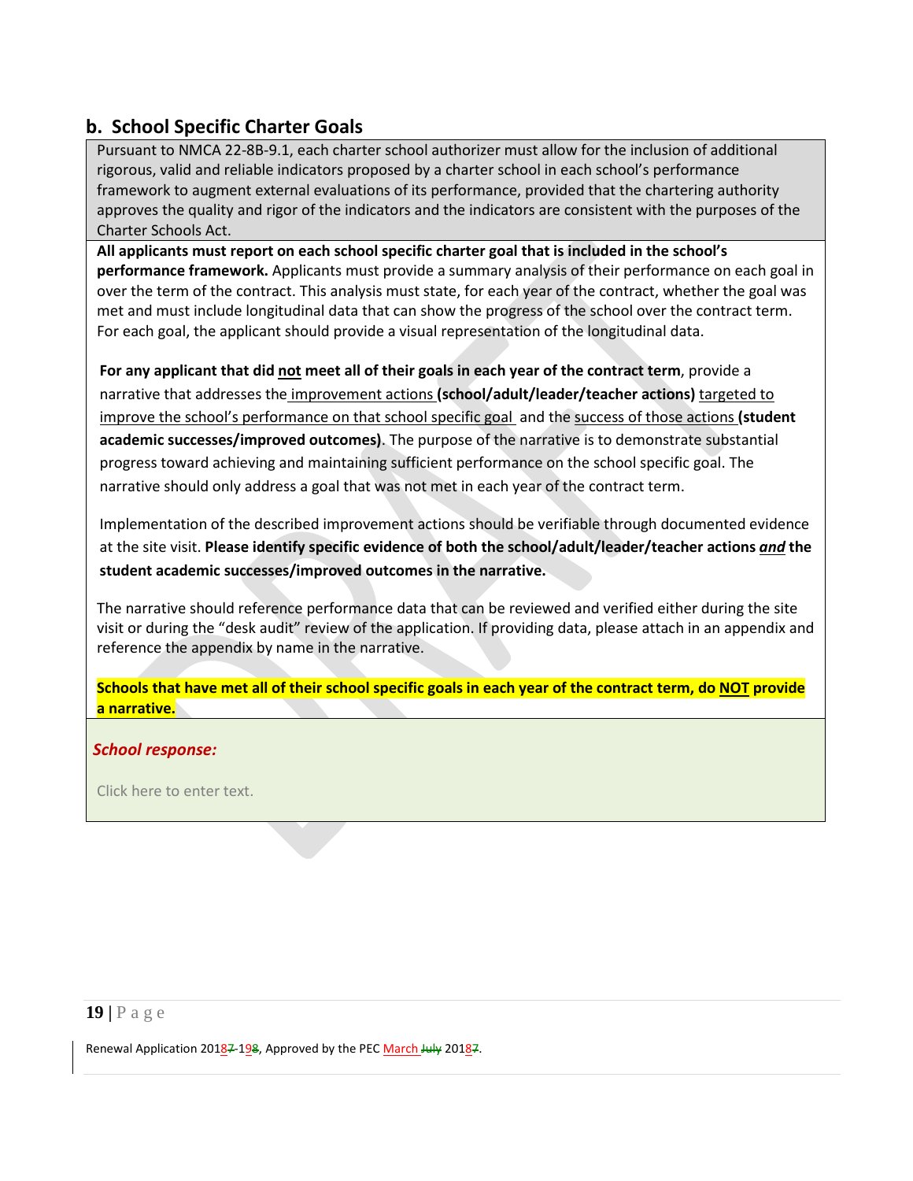## b. School Specific Charter Goals

Pursuant to NMCA 22-8B-9.1, each charter school authorizer must allow for the inclusion of additional rigorous, valid and reliable indicators proposed by a charter school in each school's performance framework to augment external evaluations of its performance, provided that the chartering authority approves the quality and rigor of the indicators and the indicators are consistent with the purposes of the Charter Schools Act.

**All applicants must report on each school specific charter goal that is included in the school's performance framework.** Applicants must provide a summary analysis of their performance on each goal in over the term of the contract. This analysis must state, for each year of the contract, whether the goal was met and must include longitudinal data that can show the progress of the school over the contract term. For each goal, the applicant should provide a visual representation of the longitudinal data.

**For any applicant that did <u>not</u> meet all of their goals in each year of the contract term**, provide a narrative that addresses the <u>improvement actions</u> **(school/adult/leader/teacher actions)** <u>targeted to improve the school's performance on that school specific goal</u> and the <u>success of those actions</u> **(student academic successes/improved outcomes)**. The purpose of the narrative is to demonstrate substantial progress toward achieving and maintaining sufficient performance on the school specific goal. The narrative should only address a goal that was not met in each year of the contract term.

Implementation of the described improvement actions should be verifiable through documented evidence at the site visit. **Please identify specific evidence of both the school/adult/leader/teacher actions *<u>and</u>* the student academic successes/improved outcomes in the narrative.**

The narrative should reference performance data that can be reviewed and verified either during the site visit or during the "desk audit" review of the application. If providing data, please attach in an appendix and reference the appendix by name in the narrative.

**Schools that have met all of their school specific goals in each year of the contract term, do <u>NOT</u> provide a narrative.**

***School response:***

Click here to enter text.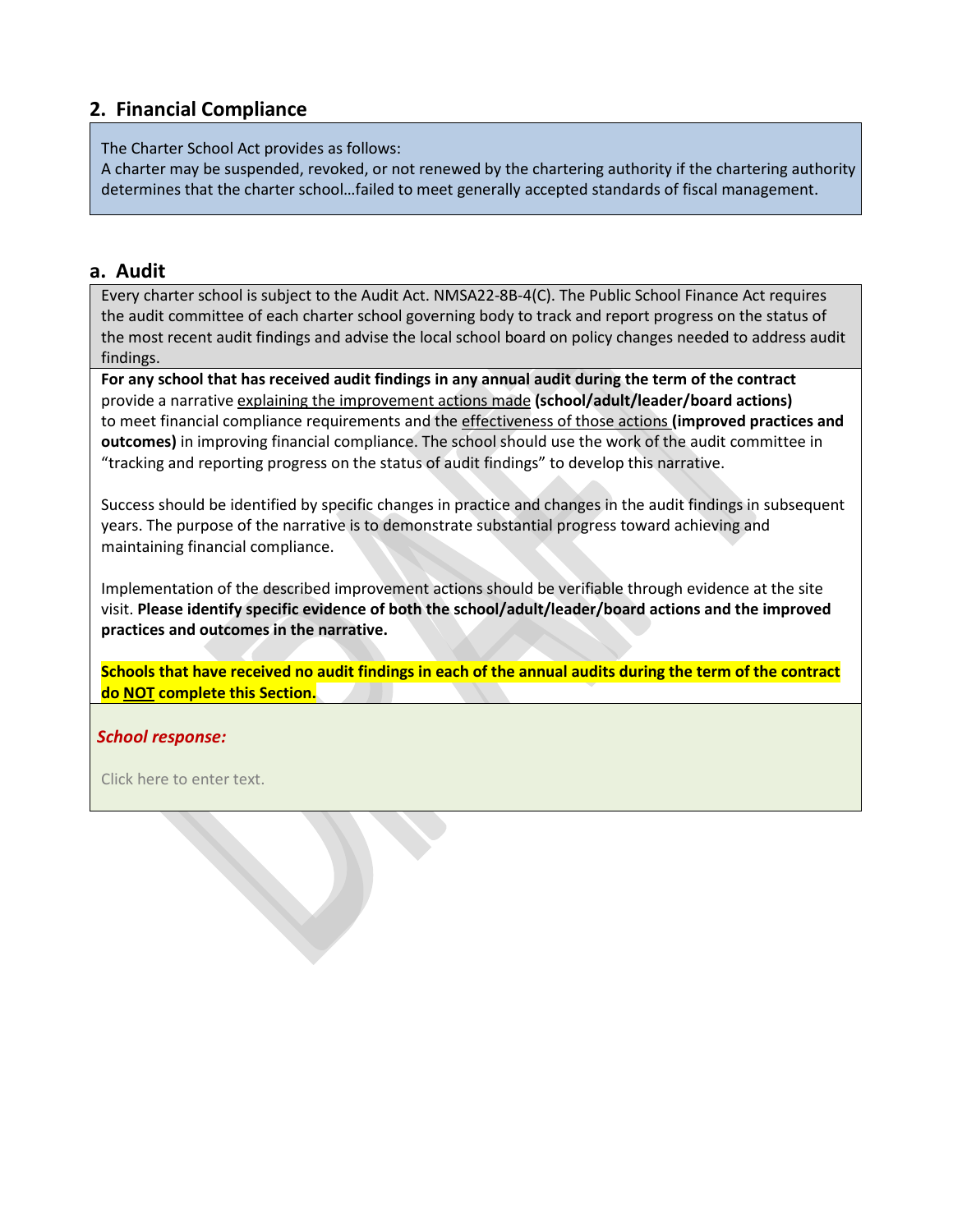## 2. Financial Compliance

The Charter School Act provides as follows:
A charter may be suspended, revoked, or not renewed by the chartering authority if the chartering authority determines that the charter school…failed to meet generally accepted standards of fiscal management.

### a. Audit

Every charter school is subject to the Audit Act. NMSA22-8B-4(C). The Public School Finance Act requires the audit committee of each charter school governing body to track and report progress on the status of the most recent audit findings and advise the local school board on policy changes needed to address audit findings.

**For any school that has received audit findings in any annual audit during the term of the contract** provide a narrative explaining the improvement actions made **(school/adult/leader/board actions)** to meet financial compliance requirements and the effectiveness of those actions **(improved practices and outcomes)** in improving financial compliance. The school should use the work of the audit committee in "tracking and reporting progress on the status of audit findings" to develop this narrative.

Success should be identified by specific changes in practice and changes in the audit findings in subsequent years. The purpose of the narrative is to demonstrate substantial progress toward achieving and maintaining financial compliance.

Implementation of the described improvement actions should be verifiable through evidence at the site visit. **Please identify specific evidence of both the school/adult/leader/board actions and the improved practices and outcomes in the narrative.**

**Schools that have received no audit findings in each of the annual audits during the term of the contract do NOT complete this Section.**

***School response:***

Click here to enter text.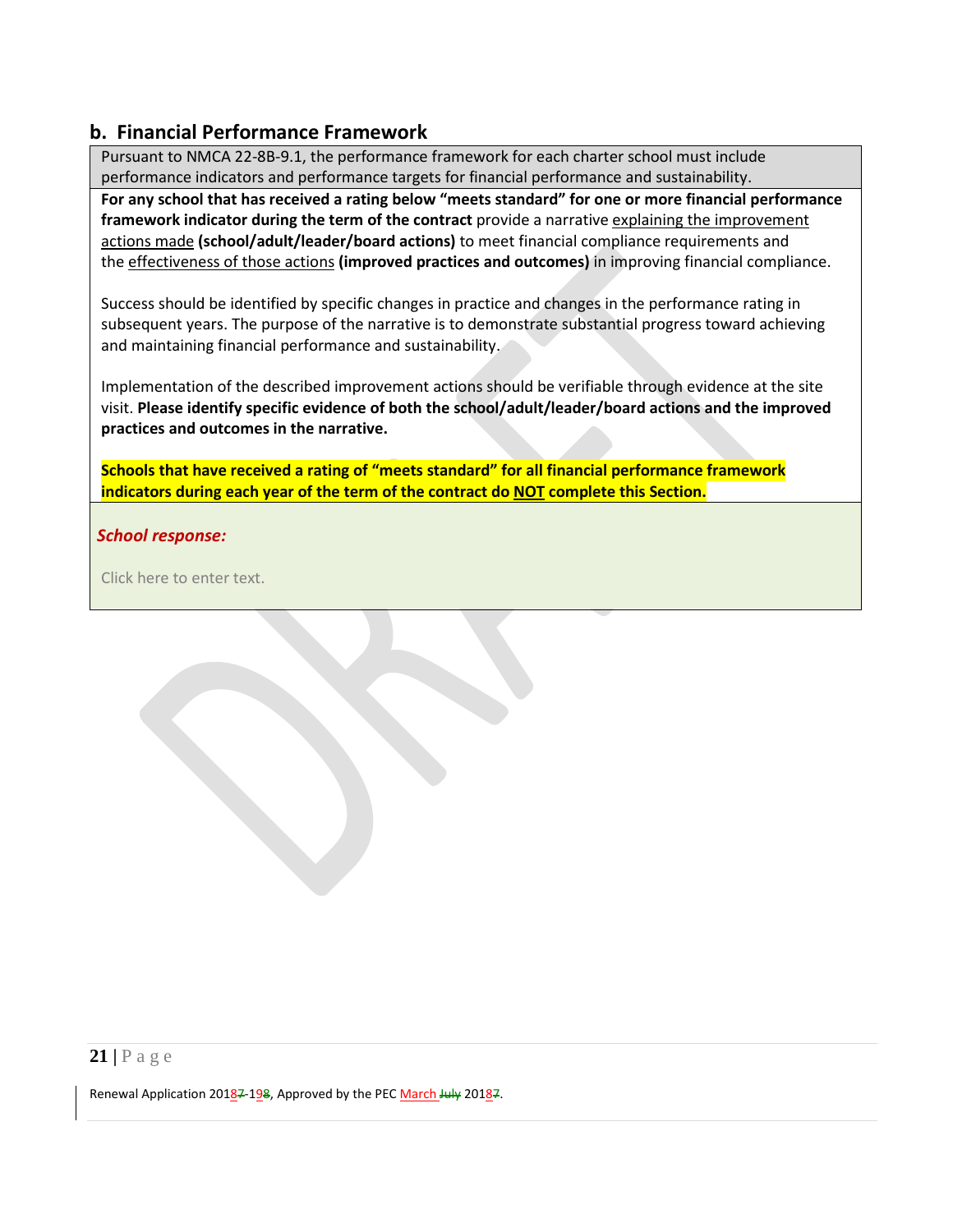## b. Financial Performance Framework

Pursuant to NMCA 22-8B-9.1, the performance framework for each charter school must include performance indicators and performance targets for financial performance and sustainability.

**For any school that has received a rating below "meets standard" for one or more financial performance framework indicator during the term of the contract** provide a narrative explaining the improvement actions made **(school/adult/leader/board actions)** to meet financial compliance requirements and the effectiveness of those actions **(improved practices and outcomes)** in improving financial compliance.

Success should be identified by specific changes in practice and changes in the performance rating in subsequent years. The purpose of the narrative is to demonstrate substantial progress toward achieving and maintaining financial performance and sustainability.

Implementation of the described improvement actions should be verifiable through evidence at the site visit. **Please identify specific evidence of both the school/adult/leader/board actions and the improved practices and outcomes in the narrative.**

**Schools that have received a rating of "meets standard" for all financial performance framework indicators during each year of the term of the contract do NOT complete this Section.**

***School response:***

Click here to enter text.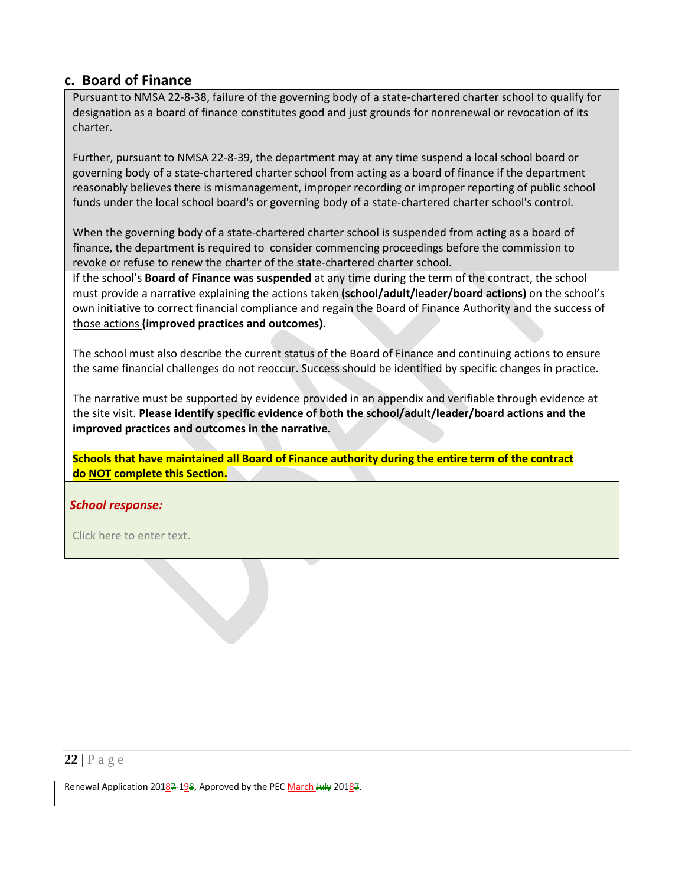## c. Board of Finance

Pursuant to NMSA 22-8-38, failure of the governing body of a state-chartered charter school to qualify for designation as a board of finance constitutes good and just grounds for nonrenewal or revocation of its charter.

Further, pursuant to NMSA 22-8-39, the department may at any time suspend a local school board or governing body of a state-chartered charter school from acting as a board of finance if the department reasonably believes there is mismanagement, improper recording or improper reporting of public school funds under the local school board's or governing body of a state-chartered charter school's control.

When the governing body of a state-chartered charter school is suspended from acting as a board of finance, the department is required to consider commencing proceedings before the commission to revoke or refuse to renew the charter of the state-chartered charter school.

If the school's **Board of Finance was suspended** at any time during the term of the contract, the school must provide a narrative explaining the actions taken **(school/adult/leader/board actions)** on the school's own initiative to correct financial compliance and regain the Board of Finance Authority and the success of those actions **(improved practices and outcomes)**.

The school must also describe the current status of the Board of Finance and continuing actions to ensure the same financial challenges do not reoccur. Success should be identified by specific changes in practice.

The narrative must be supported by evidence provided in an appendix and verifiable through evidence at the site visit. **Please identify specific evidence of both the school/adult/leader/board actions and the improved practices and outcomes in the narrative.**

**Schools that have maintained all Board of Finance authority during the entire term of the contract do NOT complete this Section.**

***School response:***

Click here to enter text.

Renewal Application 20187-198, Approved by the PEC March July 20187.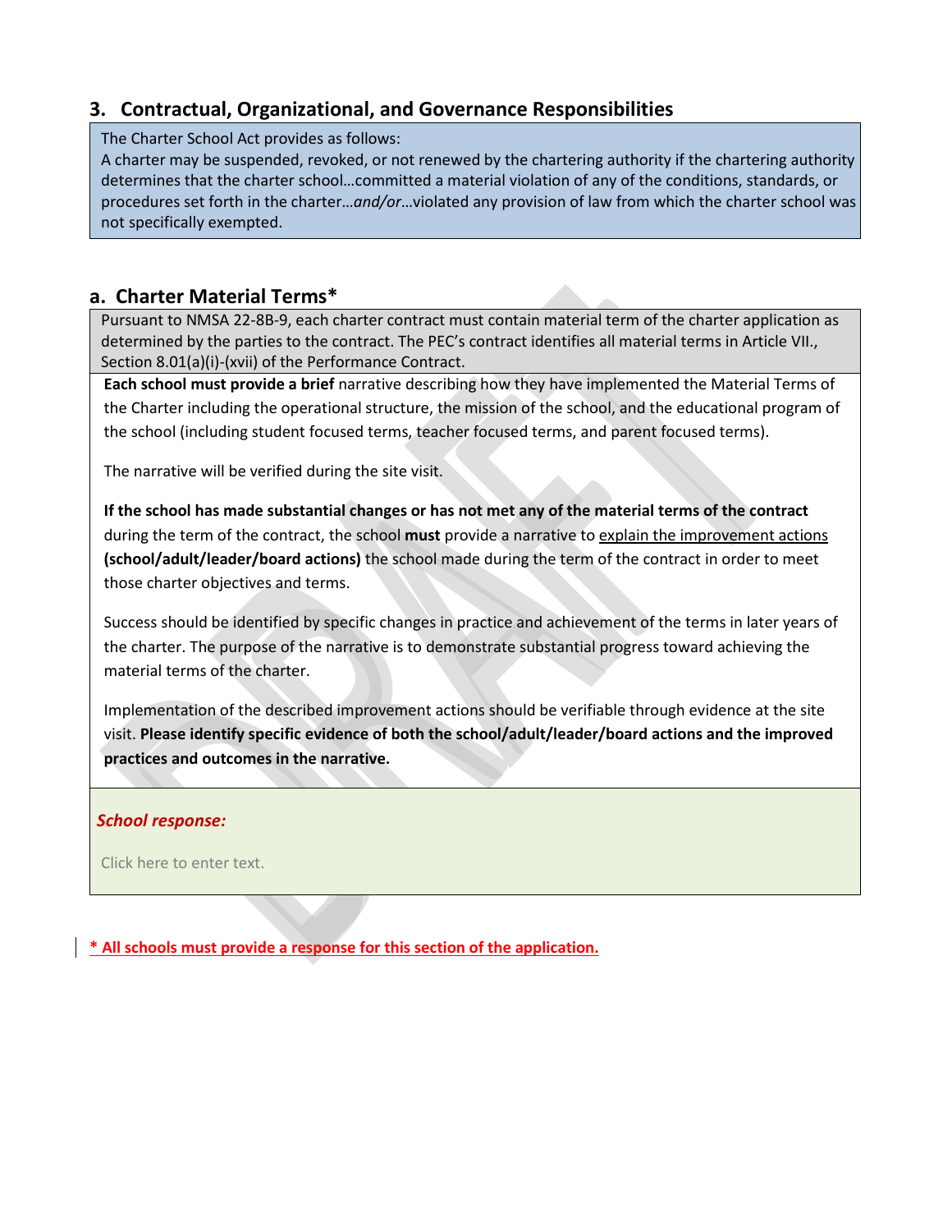## 3. Contractual, Organizational, and Governance Responsibilities

The Charter School Act provides as follows:
A charter may be suspended, revoked, or not renewed by the chartering authority if the chartering authority determines that the charter school…committed a material violation of any of the conditions, standards, or procedures set forth in the charter…*and/or*…violated any provision of law from which the charter school was not specifically exempted.

### a. Charter Material Terms*

Pursuant to NMSA 22-8B-9, each charter contract must contain material term of the charter application as determined by the parties to the contract. The PEC's contract identifies all material terms in Article VII., Section 8.01(a)(i)-(xvii) of the Performance Contract.

**Each school must provide a brief** narrative describing how they have implemented the Material Terms of the Charter including the operational structure, the mission of the school, and the educational program of the school (including student focused terms, teacher focused terms, and parent focused terms).

The narrative will be verified during the site visit.

**If the school has made substantial changes or has not met any of the material terms of the contract** during the term of the contract, the school **must** provide a narrative to explain the improvement actions **(school/adult/leader/board actions)** the school made during the term of the contract in order to meet those charter objectives and terms.

Success should be identified by specific changes in practice and achievement of the terms in later years of the charter. The purpose of the narrative is to demonstrate substantial progress toward achieving the material terms of the charter.

Implementation of the described improvement actions should be verifiable through evidence at the site visit. **Please identify specific evidence of both the school/adult/leader/board actions and the improved practices and outcomes in the narrative.**

***School response:***

Click here to enter text.

**\* All schools must provide a response for this section of the application.**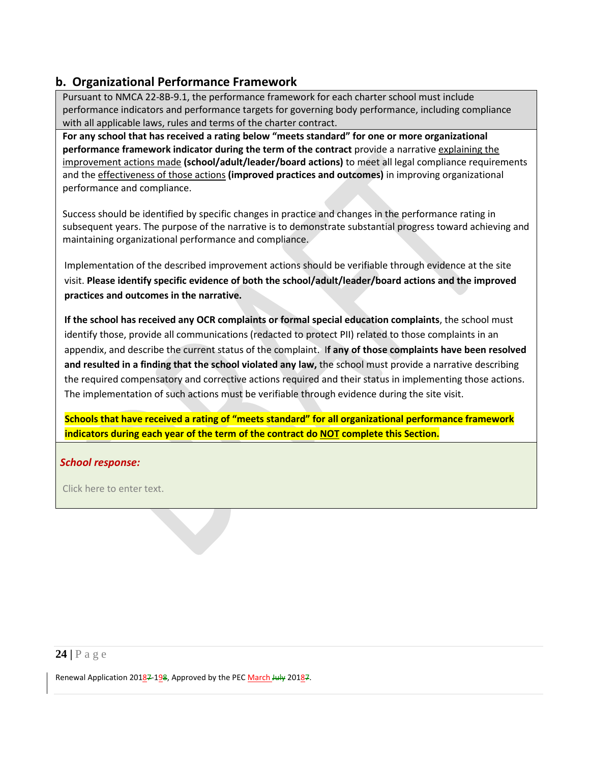## b. Organizational Performance Framework

Pursuant to NMCA 22-8B-9.1, the performance framework for each charter school must include performance indicators and performance targets for governing body performance, including compliance with all applicable laws, rules and terms of the charter contract.

**For any school that has received a rating below "meets standard" for one or more organizational performance framework indicator during the term of the contract** provide a narrative explaining the improvement actions made **(school/adult/leader/board actions)** to meet all legal compliance requirements and the effectiveness of those actions **(improved practices and outcomes)** in improving organizational performance and compliance.

Success should be identified by specific changes in practice and changes in the performance rating in subsequent years. The purpose of the narrative is to demonstrate substantial progress toward achieving and maintaining organizational performance and compliance.

Implementation of the described improvement actions should be verifiable through evidence at the site visit. **Please identify specific evidence of both the school/adult/leader/board actions and the improved practices and outcomes in the narrative.**

**If the school has received any OCR complaints or formal special education complaints**, the school must identify those, provide all communications (redacted to protect PII) related to those complaints in an appendix, and describe the current status of the complaint. **If any of those complaints have been resolved and resulted in a finding that the school violated any law,** the school must provide a narrative describing the required compensatory and corrective actions required and their status in implementing those actions. The implementation of such actions must be verifiable through evidence during the site visit.

**Schools that have received a rating of "meets standard" for all organizational performance framework indicators during each year of the term of the contract do NOT complete this Section.**

***School response:***

Click here to enter text.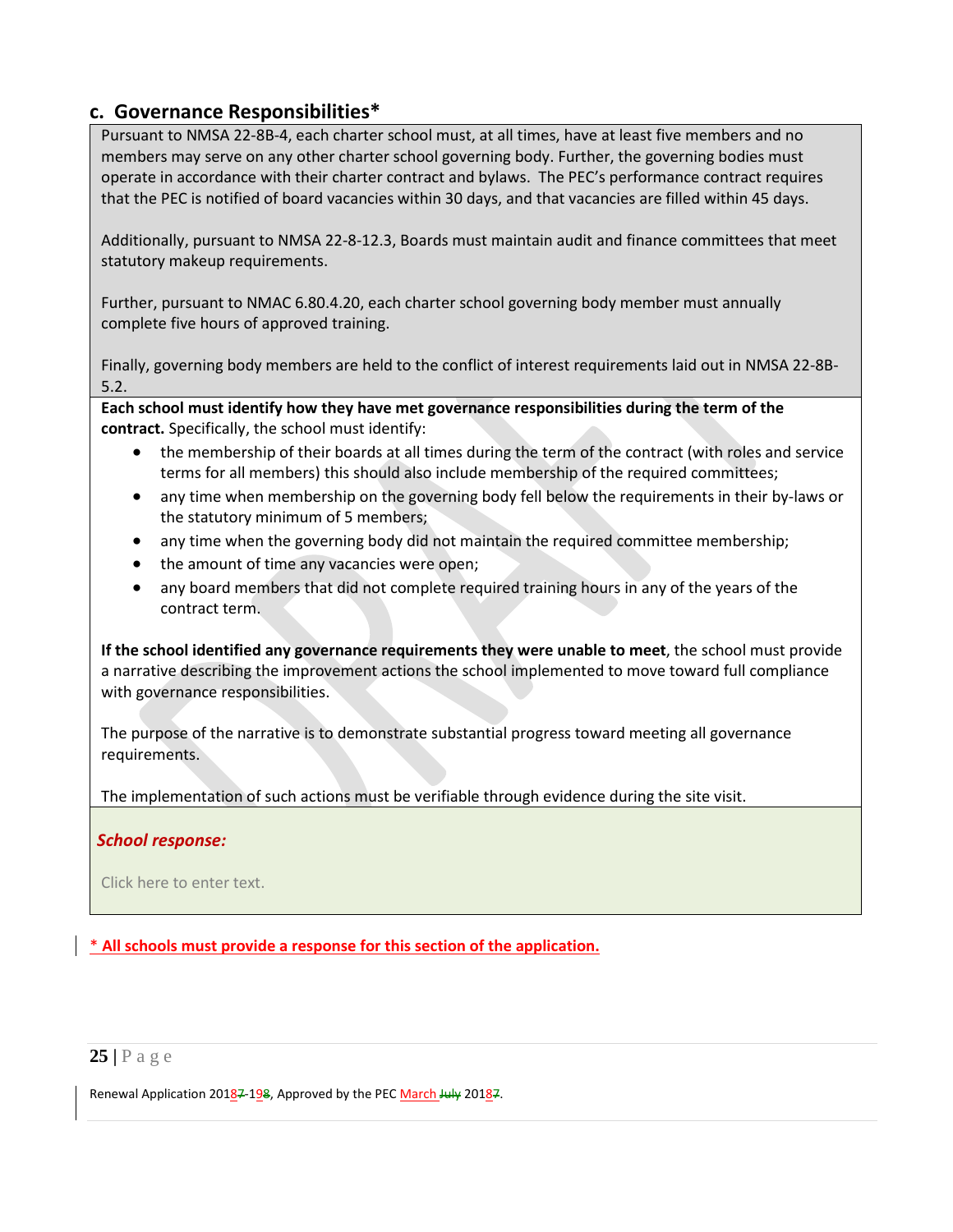## c. Governance Responsibilities*

Pursuant to NMSA 22-8B-4, each charter school must, at all times, have at least five members and no members may serve on any other charter school governing body. Further, the governing bodies must operate in accordance with their charter contract and bylaws. The PEC's performance contract requires that the PEC is notified of board vacancies within 30 days, and that vacancies are filled within 45 days.

Additionally, pursuant to NMSA 22-8-12.3, Boards must maintain audit and finance committees that meet statutory makeup requirements.

Further, pursuant to NMAC 6.80.4.20, each charter school governing body member must annually complete five hours of approved training.

Finally, governing body members are held to the conflict of interest requirements laid out in NMSA 22-8B-5.2.

**Each school must identify how they have met governance responsibilities during the term of the contract.** Specifically, the school must identify:

- the membership of their boards at all times during the term of the contract (with roles and service terms for all members) this should also include membership of the required committees;
- any time when membership on the governing body fell below the requirements in their by-laws or the statutory minimum of 5 members;
- any time when the governing body did not maintain the required committee membership;
- the amount of time any vacancies were open;
- any board members that did not complete required training hours in any of the years of the contract term.

**If the school identified any governance requirements they were unable to meet**, the school must provide a narrative describing the improvement actions the school implemented to move toward full compliance with governance responsibilities.

The purpose of the narrative is to demonstrate substantial progress toward meeting all governance requirements.

The implementation of such actions must be verifiable through evidence during the site visit.

***School response:***

Click here to enter text.

**\* All schools must provide a response for this section of the application.**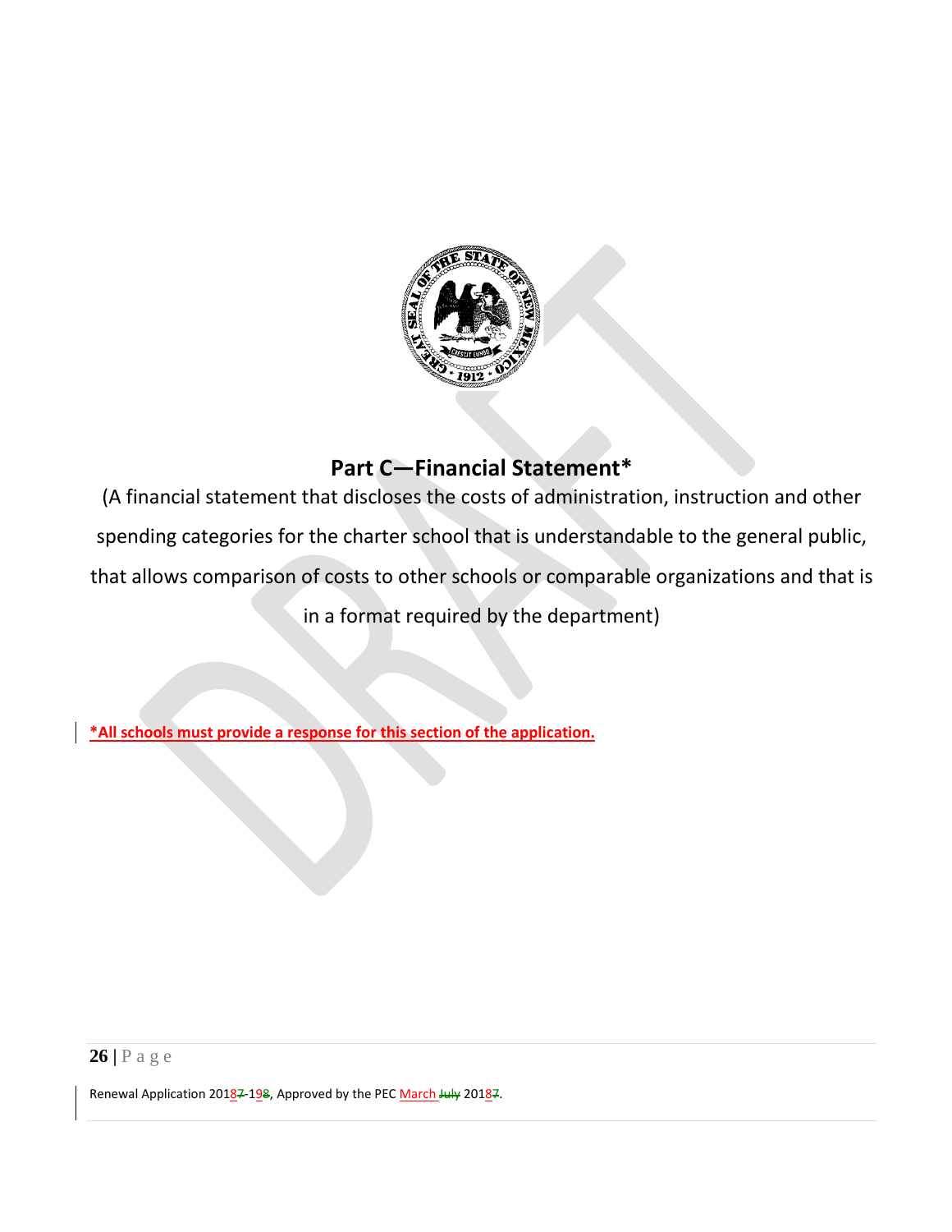# Part C—Financial Statement*

(A financial statement that discloses the costs of administration, instruction and other spending categories for the charter school that is understandable to the general public, that allows comparison of costs to other schools or comparable organizations and that is in a format required by the department)

***All schools must provide a response for this section of the application.**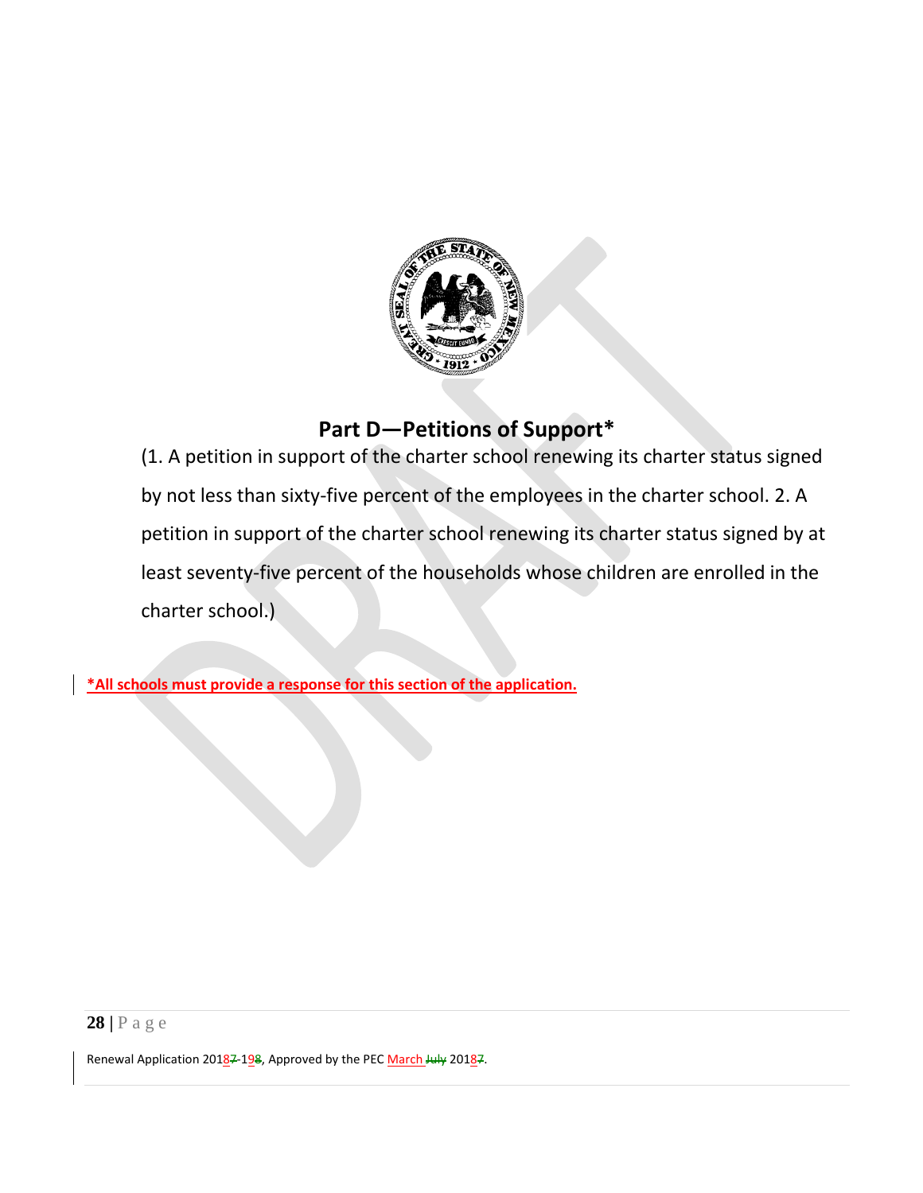## Part D—Petitions of Support*

(1. A petition in support of the charter school renewing its charter status signed by not less than sixty-five percent of the employees in the charter school. 2. A petition in support of the charter school renewing its charter status signed by at least seventy-five percent of the households whose children are enrolled in the charter school.)

**\*All schools must provide a response for this section of the application.**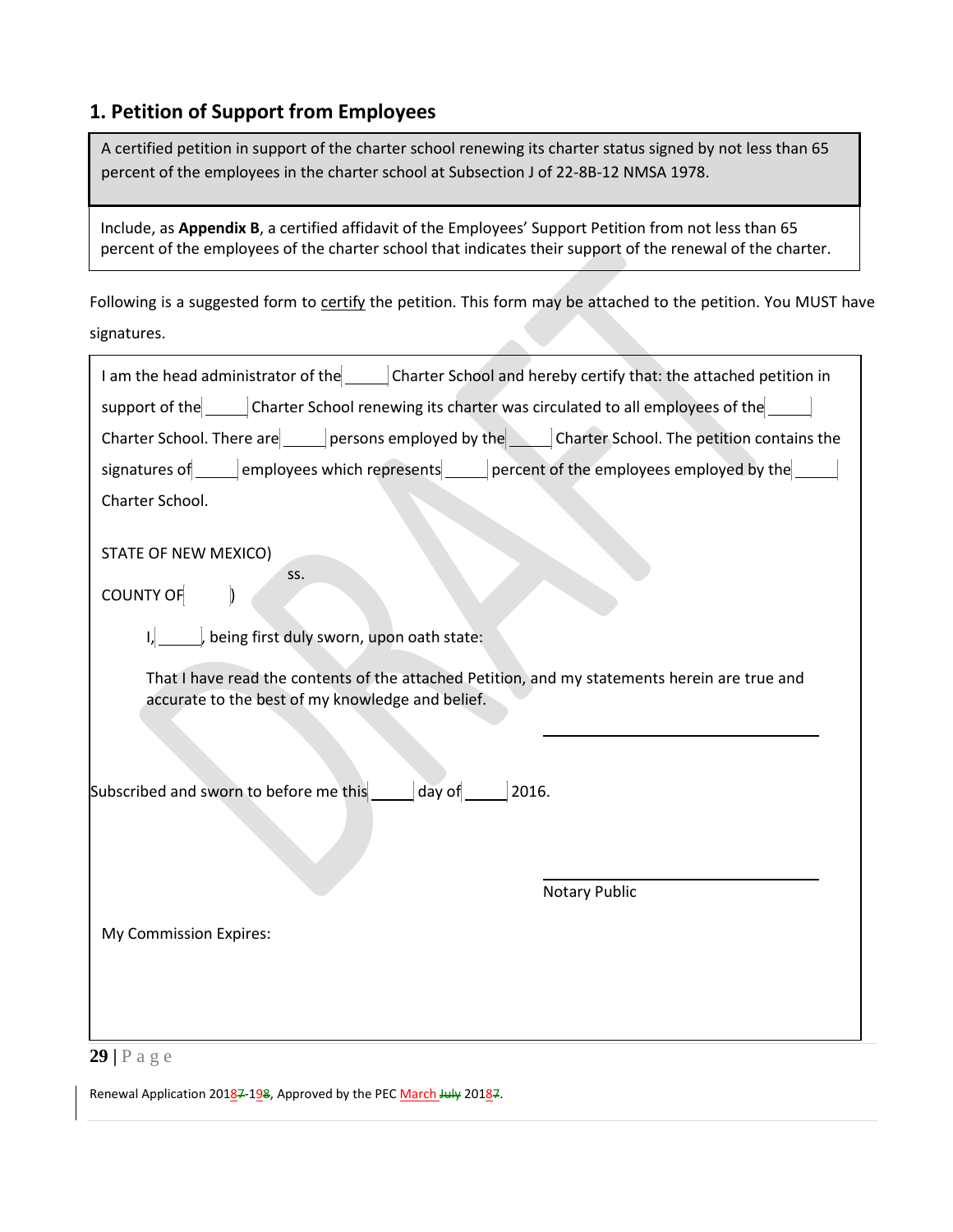## 1. Petition of Support from Employees

A certified petition in support of the charter school renewing its charter status signed by not less than 65 percent of the employees in the charter school at Subsection J of 22-8B-12 NMSA 1978.

Include, as **Appendix B**, a certified affidavit of the Employees' Support Petition from not less than 65 percent of the employees of the charter school that indicates their support of the renewal of the charter.

Following is a suggested form to certify the petition. This form may be attached to the petition. You MUST have signatures.

I am the head administrator of the _____ Charter School and hereby certify that: the attached petition in support of the _____ Charter School renewing its charter was circulated to all employees of the _____ Charter School. There are _____ persons employed by the _____ Charter School. The petition contains the signatures of _____ employees which represents _____ percent of the employees employed by the _____ Charter School.

STATE OF NEW MEXICO)
ss.
COUNTY OF )

I, _____, being first duly sworn, upon oath state:

That I have read the contents of the attached Petition, and my statements herein are true and accurate to the best of my knowledge and belief.

\_\_\_\_\_\_\_\_\_\_\_\_\_\_\_\_\_\_\_\_\_\_\_\_\_\_\_\_\_\_

Subscribed and sworn to before me this _____ day of _____ 2016.

\_\_\_\_\_\_\_\_\_\_\_\_\_\_\_\_\_\_\_\_\_\_\_\_\_\_\_\_\_\_
Notary Public

My Commission Expires:

Renewal Application 20187-198, Approved by the PEC March July 20187.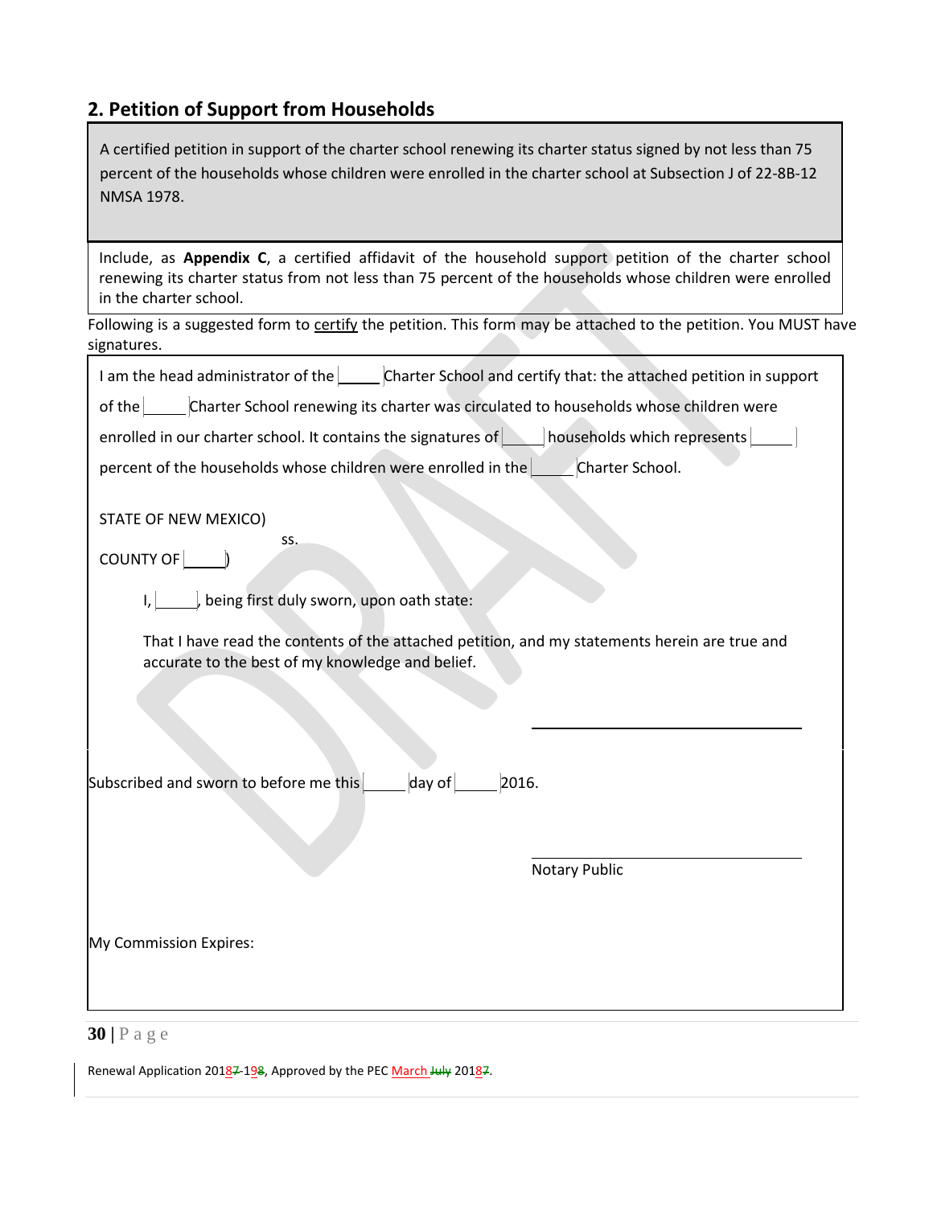## 2. Petition of Support from Households

A certified petition in support of the charter school renewing its charter status signed by not less than 75 percent of the households whose children were enrolled in the charter school at Subsection J of 22-8B-12 NMSA 1978.

Include, as **Appendix C**, a certified affidavit of the household support petition of the charter school renewing its charter status from not less than 75 percent of the households whose children were enrolled in the charter school.

Following is a suggested form to certify the petition. This form may be attached to the petition. You MUST have signatures.

I am the head administrator of the _____ Charter School and certify that: the attached petition in support of the _____ Charter School renewing its charter was circulated to households whose children were enrolled in our charter school. It contains the signatures of _____ households which represents _____ percent of the households whose children were enrolled in the _____ Charter School.

STATE OF NEW MEXICO)
ss.
COUNTY OF _____)

I, _____, being first duly sworn, upon oath state:

That I have read the contents of the attached petition, and my statements herein are true and accurate to the best of my knowledge and belief.

\_\_\_\_\_\_\_\_\_\_\_\_\_\_\_\_\_\_\_\_\_\_\_\_\_\_\_\_\_\_

Subscribed and sworn to before me this _____ day of _____ 2016.

\_\_\_\_\_\_\_\_\_\_\_\_\_\_\_\_\_\_\_\_\_\_\_\_\_\_\_\_\_\_

Notary Public

My Commission Expires: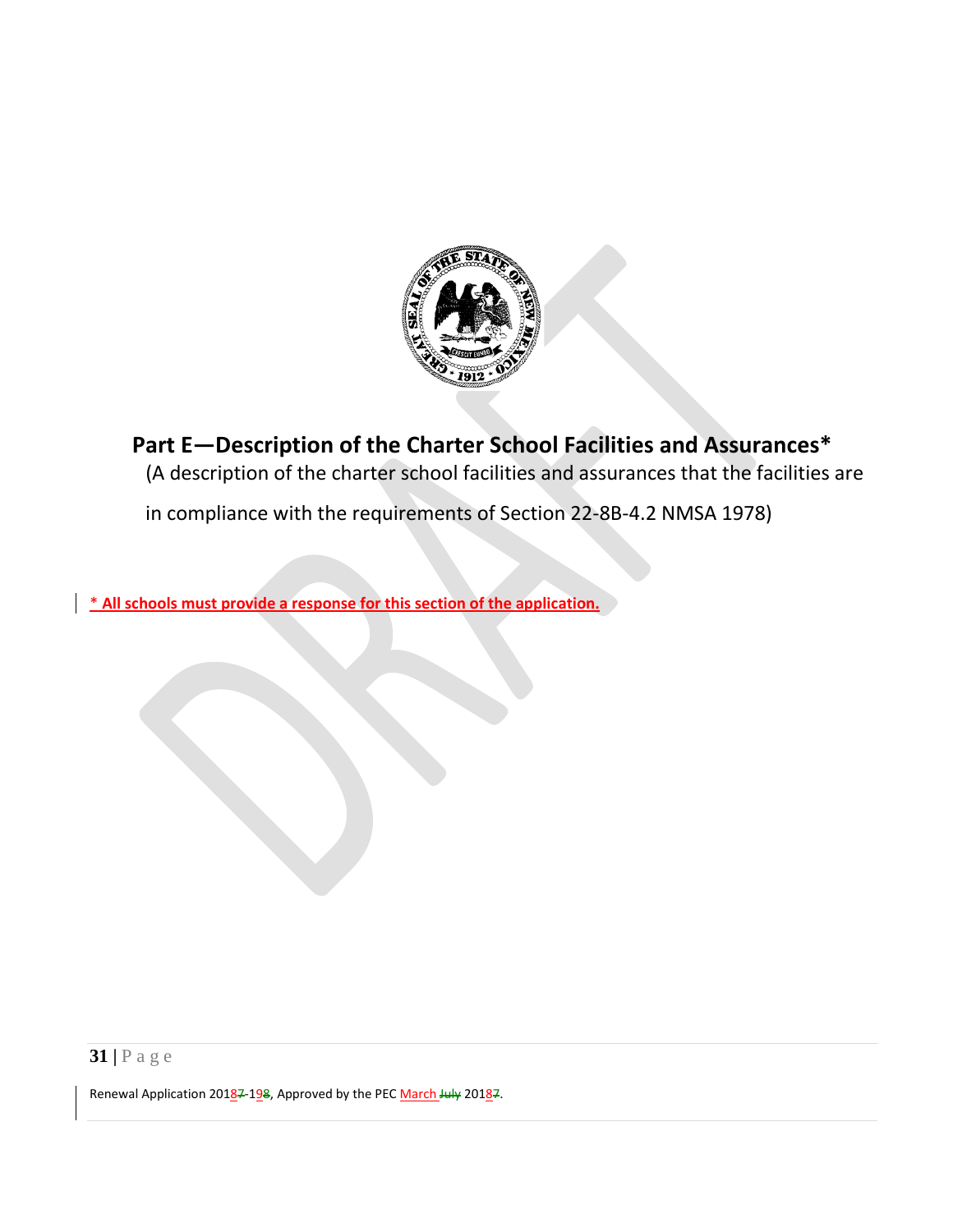## Part E—Description of the Charter School Facilities and Assurances*

(A description of the charter school facilities and assurances that the facilities are in compliance with the requirements of Section 22-8B-4.2 NMSA 1978)

**\* All schools must provide a response for this section of the application.**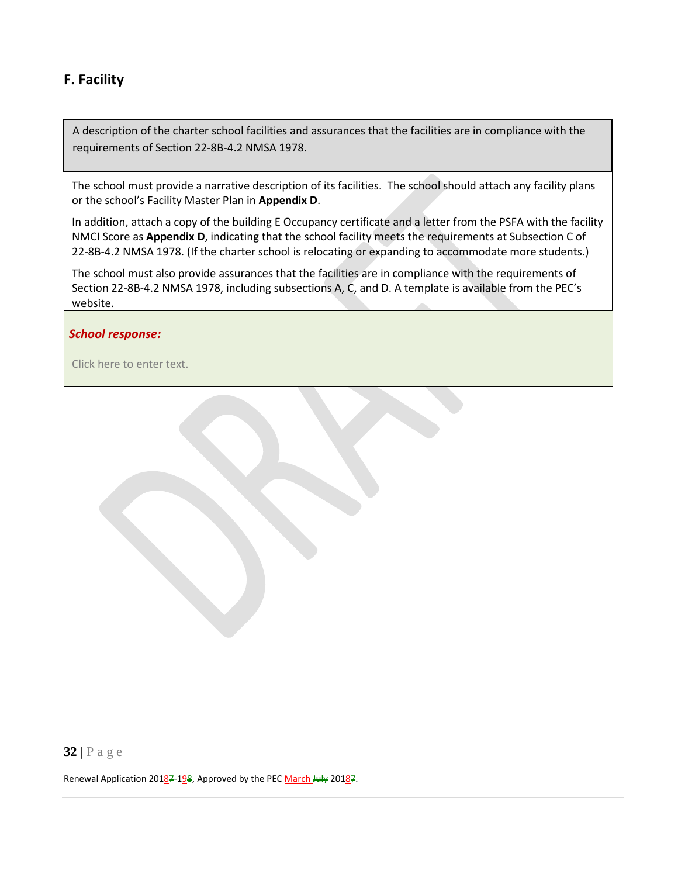## F. Facility

A description of the charter school facilities and assurances that the facilities are in compliance with the requirements of Section 22-8B-4.2 NMSA 1978.

The school must provide a narrative description of its facilities. The school should attach any facility plans or the school's Facility Master Plan in **Appendix D**.

In addition, attach a copy of the building E Occupancy certificate and a letter from the PSFA with the facility NMCI Score as **Appendix D**, indicating that the school facility meets the requirements at Subsection C of 22-8B-4.2 NMSA 1978. (If the charter school is relocating or expanding to accommodate more students.)

The school must also provide assurances that the facilities are in compliance with the requirements of Section 22-8B-4.2 NMSA 1978, including subsections A, C, and D. A template is available from the PEC's website.

***School response:***

Click here to enter text.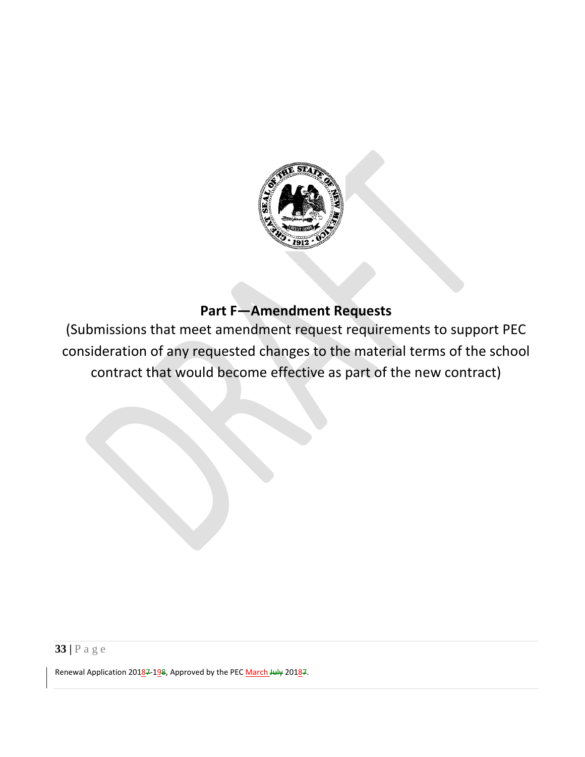## Part F—Amendment Requests

(Submissions that meet amendment request requirements to support PEC consideration of any requested changes to the material terms of the school contract that would become effective as part of the new contract)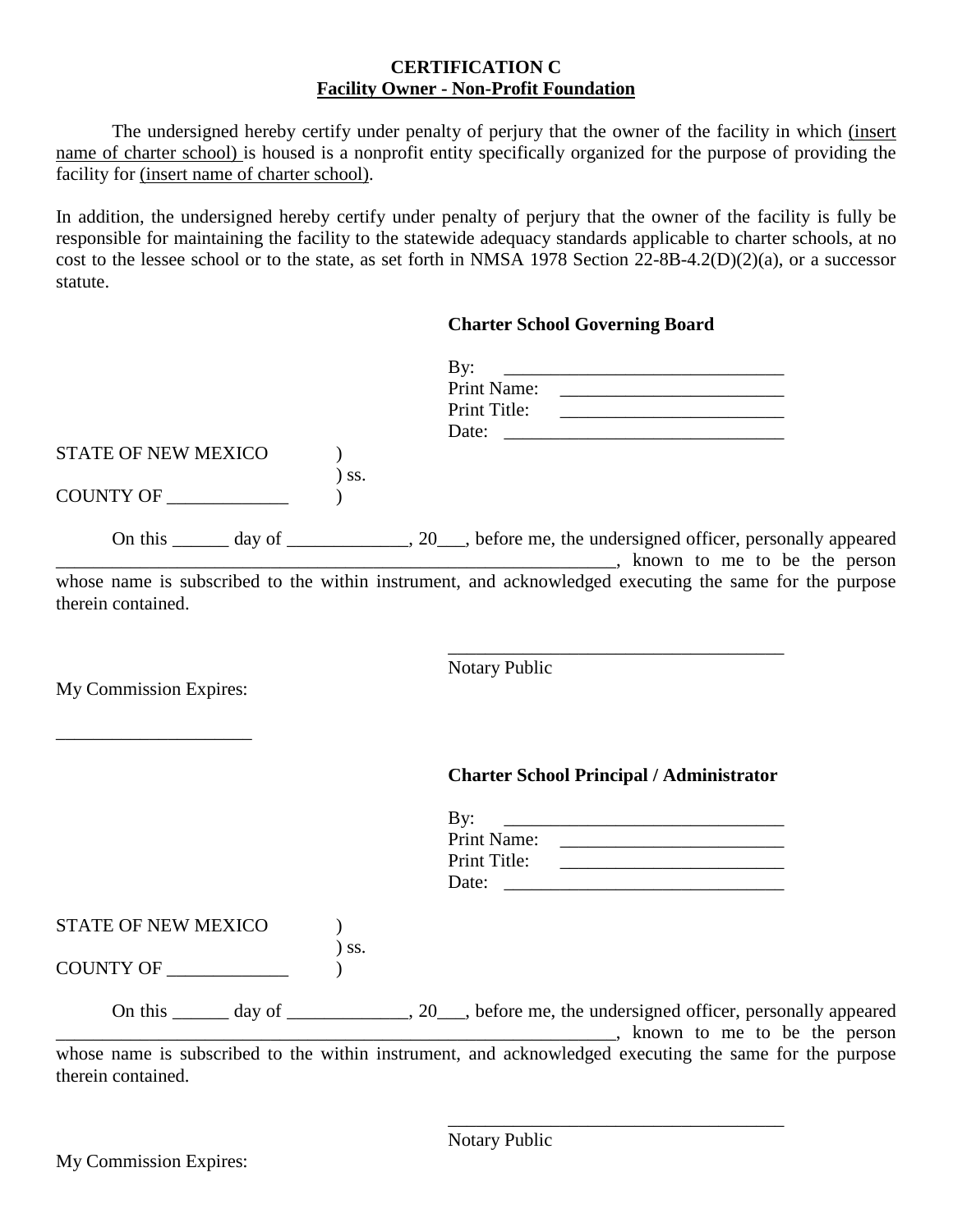**CERTIFICATION C**
**Facility Owner - Non-Profit Foundation**

The undersigned hereby certify under penalty of perjury that the owner of the facility in which (insert name of charter school) is housed is a nonprofit entity specifically organized for the purpose of providing the facility for (insert name of charter school).

In addition, the undersigned hereby certify under penalty of perjury that the owner of the facility is fully be responsible for maintaining the facility to the statewide adequacy standards applicable to charter schools, at no cost to the lessee school or to the state, as set forth in NMSA 1978 Section 22-8B-4.2(D)(2)(a), or a successor statute.

**Charter School Governing Board**

By: ______________________________
Print Name: ________________________
Print Title: ________________________
Date: ______________________________

STATE OF NEW MEXICO )
) ss.
COUNTY OF _____________ )

On this ______ day of _____________, 20___, before me, the undersigned officer, personally appeared _____________________________________________________________, known to me to be the person whose name is subscribed to the within instrument, and acknowledged executing the same for the purpose therein contained.

____________________________________
Notary Public

My Commission Expires:

_____________________

**Charter School Principal / Administrator**

By: ______________________________
Print Name: ________________________
Print Title: ________________________
Date: ______________________________

STATE OF NEW MEXICO )
) ss.
COUNTY OF _____________ )

On this ______ day of _____________, 20___, before me, the undersigned officer, personally appeared _____________________________________________________________, known to me to be the person whose name is subscribed to the within instrument, and acknowledged executing the same for the purpose therein contained.

____________________________________
Notary Public

My Commission Expires: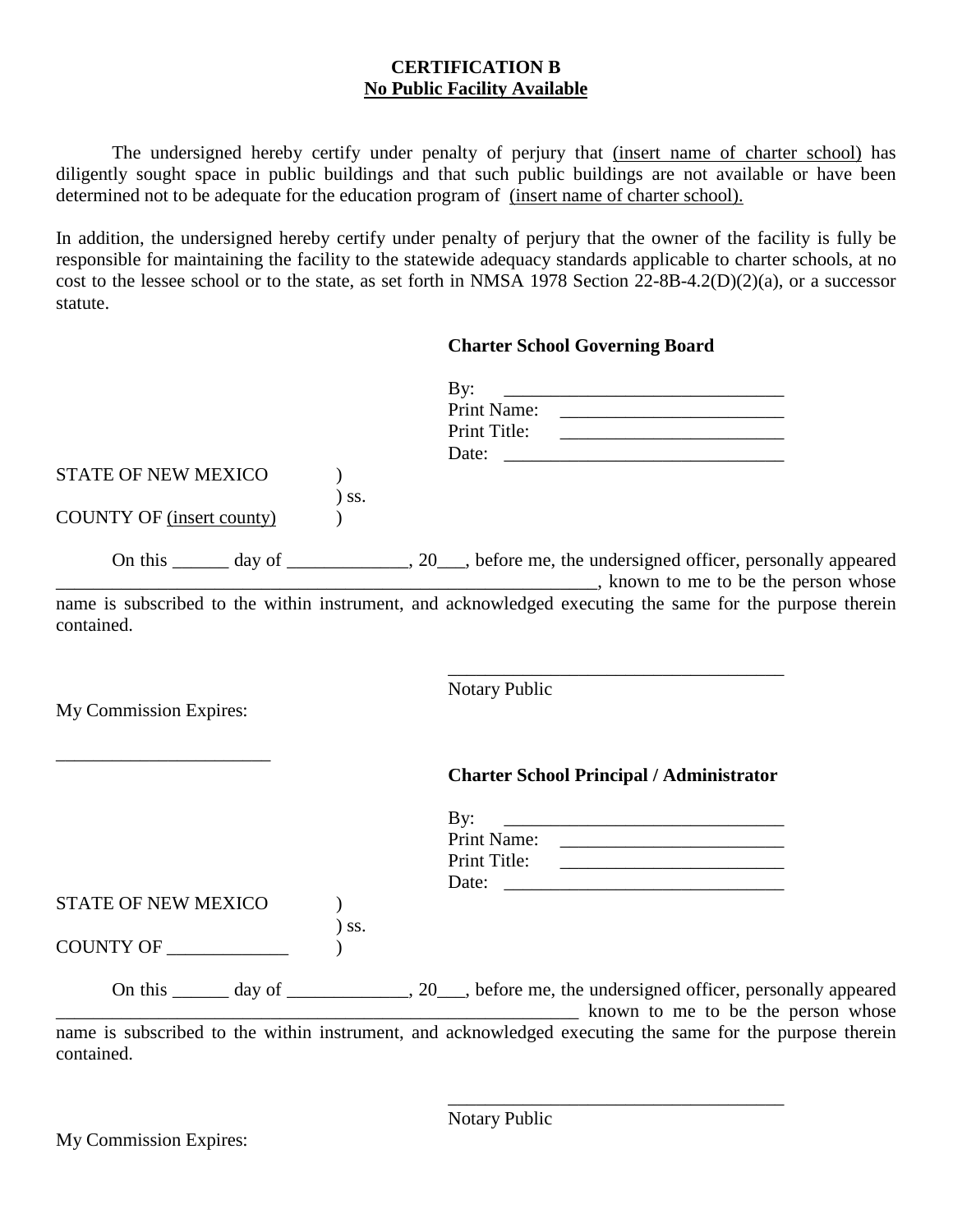**CERTIFICATION B**
**No Public Facility Available**

The undersigned hereby certify under penalty of perjury that (insert name of charter school) has diligently sought space in public buildings and that such public buildings are not available or have been determined not to be adequate for the education program of (insert name of charter school).

In addition, the undersigned hereby certify under penalty of perjury that the owner of the facility is fully be responsible for maintaining the facility to the statewide adequacy standards applicable to charter schools, at no cost to the lessee school or to the state, as set forth in NMSA 1978 Section 22-8B-4.2(D)(2)(a), or a successor statute.

**Charter School Governing Board**

By: ______________________________
Print Name: ________________________
Print Title: ________________________
Date: ______________________________

STATE OF NEW MEXICO )
) ss.
COUNTY OF (insert county) )

On this ______ day of _____________, 20___, before me, the undersigned officer, personally appeared ___________________________________________________________, known to me to be the person whose name is subscribed to the within instrument, and acknowledged executing the same for the purpose therein contained.

____________________________________
Notary Public

My Commission Expires:

_______________________

**Charter School Principal / Administrator**

By: ______________________________
Print Name: ________________________
Print Title: ________________________
Date: ______________________________

STATE OF NEW MEXICO )
) ss.
COUNTY OF _____________ )

On this ______ day of _____________, 20___, before me, the undersigned officer, personally appeared __________________________________________________________ known to me to be the person whose name is subscribed to the within instrument, and acknowledged executing the same for the purpose therein contained.

____________________________________
Notary Public

My Commission Expires: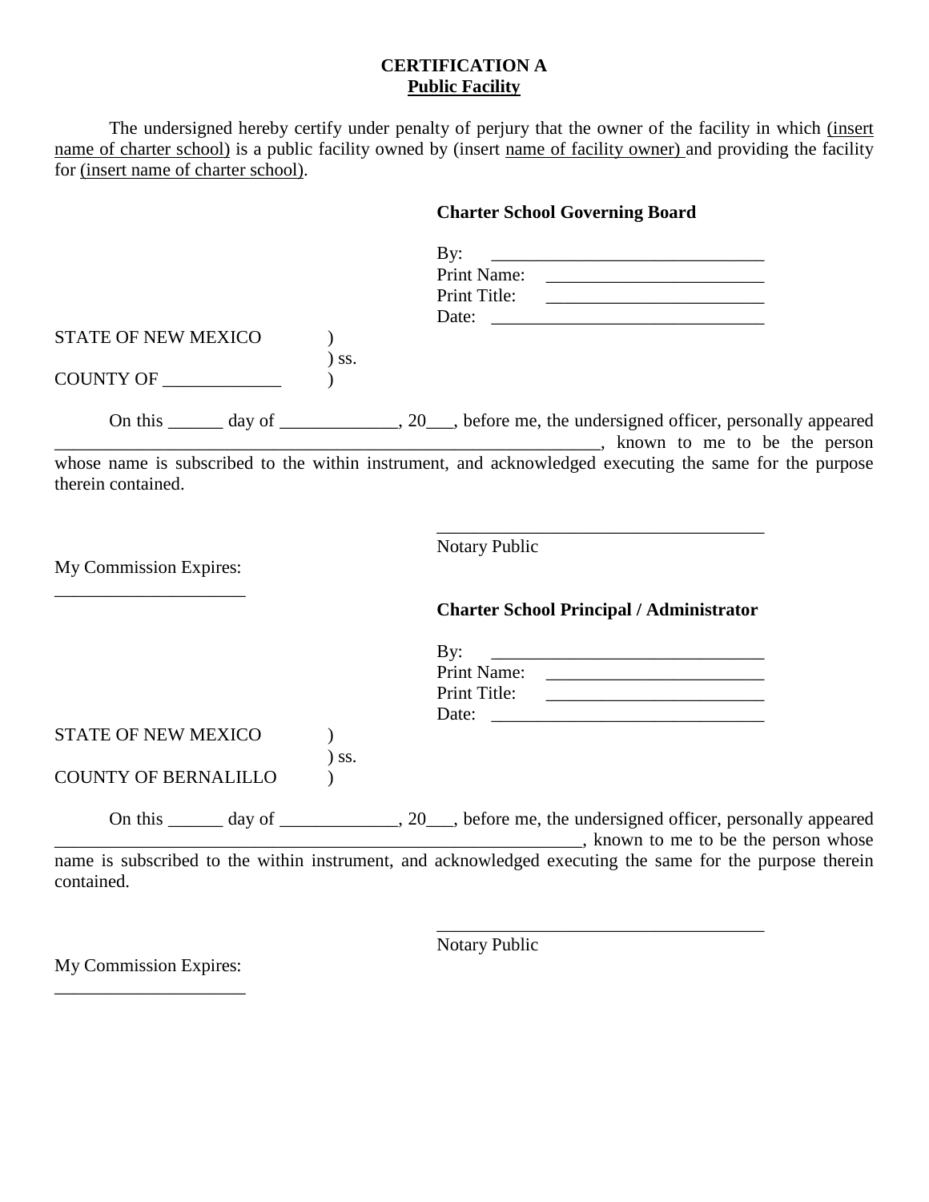**CERTIFICATION A**
**Public Facility**

The undersigned hereby certify under penalty of perjury that the owner of the facility in which (insert name of charter school) is a public facility owned by (insert name of facility owner) and providing the facility for (insert name of charter school).

**Charter School Governing Board**

By: ______________________________
Print Name: ________________________
Print Title: ________________________
Date: ______________________________

STATE OF NEW MEXICO )
) ss.
COUNTY OF _____________ )

On this ______ day of _____________, 20___, before me, the undersigned officer, personally appeared ____________________________________________________________, known to me to be the person whose name is subscribed to the within instrument, and acknowledged executing the same for the purpose therein contained.

____________________________________
Notary Public

My Commission Expires:
_____________________

**Charter School Principal / Administrator**

By: ______________________________
Print Name: ________________________
Print Title: ________________________
Date: ______________________________

STATE OF NEW MEXICO )
) ss.
COUNTY OF BERNALILLO )

On this ______ day of _____________, 20___, before me, the undersigned officer, personally appeared ____________________________________________________________, known to me to be the person whose name is subscribed to the within instrument, and acknowledged executing the same for the purpose therein contained.

____________________________________
Notary Public

My Commission Expires:
_____________________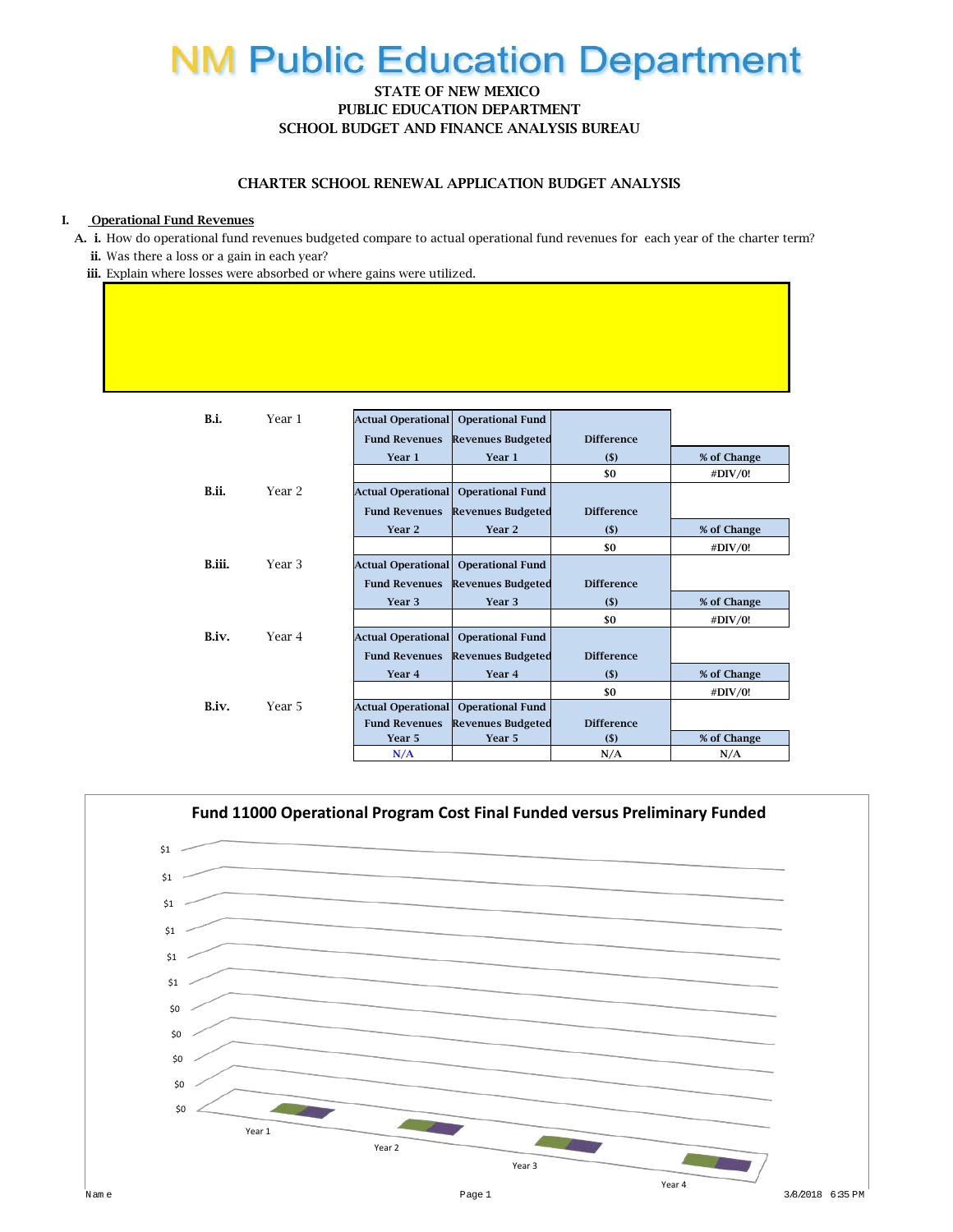# NM Public Education Department

STATE OF NEW MEXICO
PUBLIC EDUCATION DEPARTMENT
SCHOOL BUDGET AND FINANCE ANALYSIS BUREAU

## CHARTER SCHOOL RENEWAL APPLICATION BUDGET ANALYSIS

**I. Operational Fund Revenues**

**A. i.** How do operational fund revenues budgeted compare to actual operational fund revenues for each year of the charter term?

**ii.** Was there a loss or a gain in each year?

**iii.** Explain where losses were absorbed or where gains were utilized.

**B.i.** Year 1

| Actual Operational Fund Revenues Year 1 | Operational Fund Revenues Budgeted Year 1 | Difference ($) | % of Change |
|---|---|---|---|
| | | $0 | #DIV/0! |

**B.ii.** Year 2

| Actual Operational Fund Revenues Year 2 | Operational Fund Revenues Budgeted Year 2 | Difference ($) | % of Change |
|---|---|---|---|
| | | $0 | #DIV/0! |

**B.iii.** Year 3

| Actual Operational Fund Revenues Year 3 | Operational Fund Revenues Budgeted Year 3 | Difference ($) | % of Change |
|---|---|---|---|
| | | $0 | #DIV/0! |

**B.iv.** Year 4

| Actual Operational Fund Revenues Year 4 | Operational Fund Revenues Budgeted Year 4 | Difference ($) | % of Change |
|---|---|---|---|
| | | $0 | #DIV/0! |

**B.iv.** Year 5

| Actual Operational Fund Revenues Year 5 | Operational Fund Revenues Budgeted Year 5 | Difference ($) | % of Change |
|---|---|---|---|
| N/A | | N/A | N/A |

**Fund 11000 Operational Program Cost Final Funded versus Preliminary Funded**

$1, $1, $1, $1, $1, $1, $0, $0, $0, $0, $0

Year 1, Year 2, Year 3, Year 4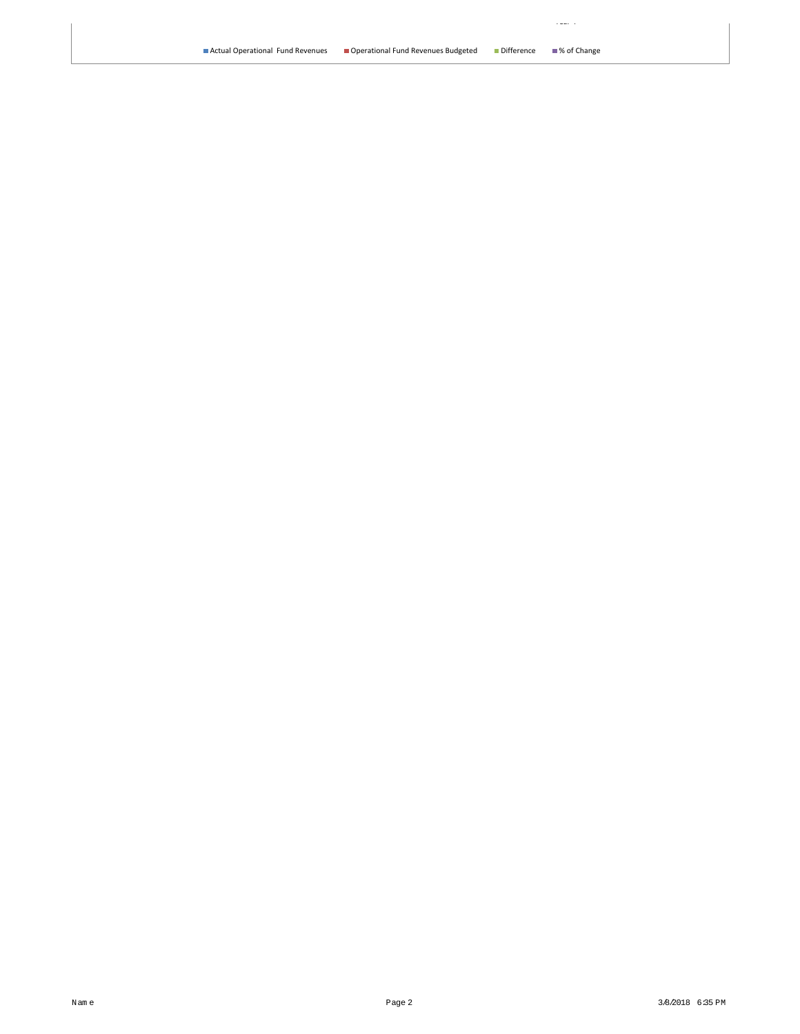■ Actual Operational Fund Revenues ■ Operational Fund Revenues Budgeted ■ Difference ■ % of Change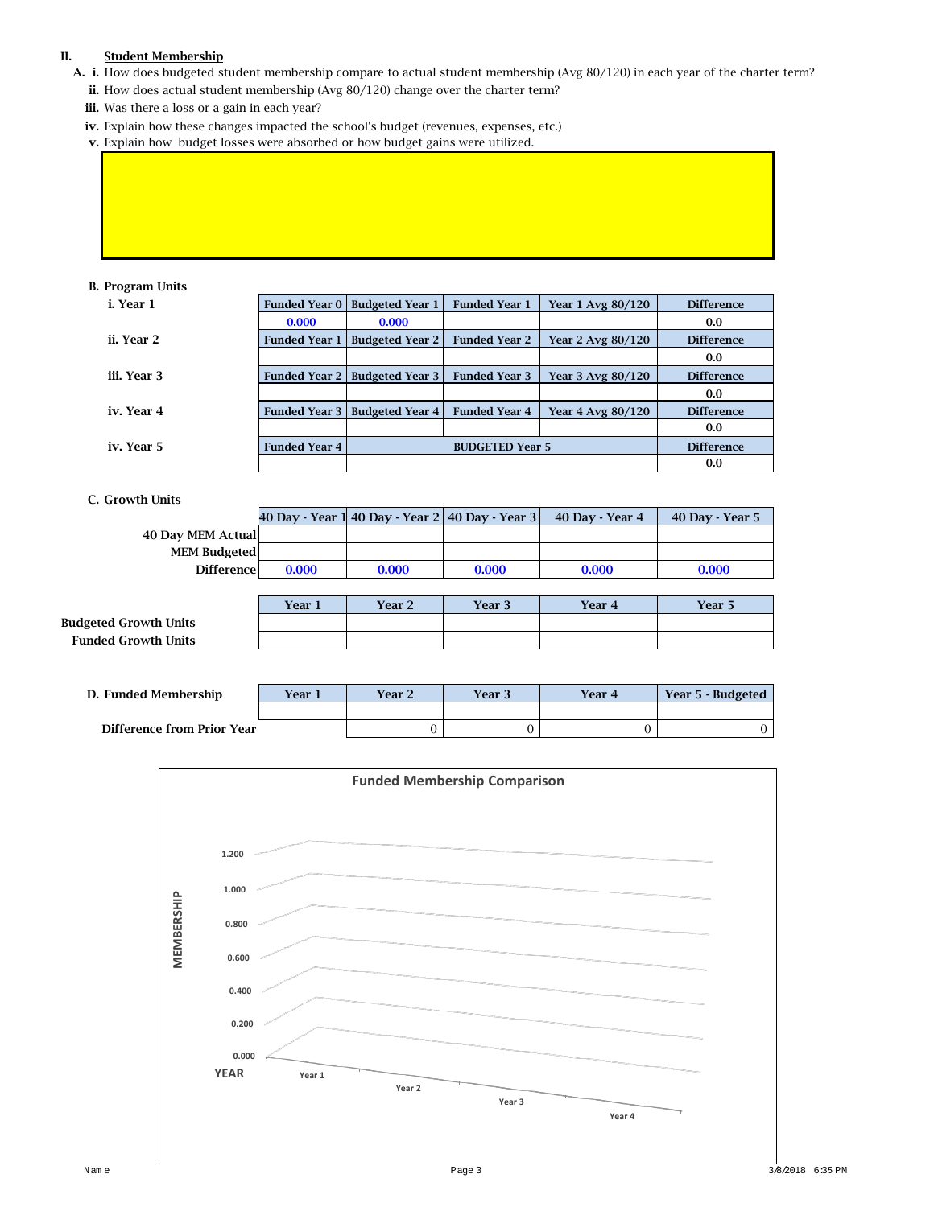## II. Student Membership

**A.** **i.** How does budgeted student membership compare to actual student membership (Avg 80/120) in each year of the charter term?

**ii.** How does actual student membership (Avg 80/120) change over the charter term?

**iii.** Was there a loss or a gain in each year?

**iv.** Explain how these changes impacted the school's budget (revenues, expenses, etc.)

**v.** Explain how budget losses were absorbed or how budget gains were utilized.

**B. Program Units**

| | | | | | |
|---|---|---|---|---|---|
| i. Year 1 | Funded Year 0 | Budgeted Year 1 | Funded Year 1 | Year 1 Avg 80/120 | Difference |
| | 0.000 | 0.000 | | | 0.0 |
| ii. Year 2 | Funded Year 1 | Budgeted Year 2 | Funded Year 2 | Year 2 Avg 80/120 | Difference |
| | | | | | 0.0 |
| iii. Year 3 | Funded Year 2 | Budgeted Year 3 | Funded Year 3 | Year 3 Avg 80/120 | Difference |
| | | | | | 0.0 |
| iv. Year 4 | Funded Year 3 | Budgeted Year 4 | Funded Year 4 | Year 4 Avg 80/120 | Difference |
| | | | | | 0.0 |
| iv. Year 5 | Funded Year 4 | BUDGETED Year 5 | | | Difference |
| | | | | | 0.0 |

**C. Growth Units**

| | 40 Day - Year 1 | 40 Day - Year 2 | 40 Day - Year 3 | 40 Day - Year 4 | 40 Day - Year 5 |
|---|---|---|---|---|---|
| 40 Day MEM Actual | | | | | |
| MEM Budgeted | | | | | |
| Difference | 0.000 | 0.000 | 0.000 | 0.000 | 0.000 |

| | Year 1 | Year 2 | Year 3 | Year 4 | Year 5 |
|---|---|---|---|---|---|
| Budgeted Growth Units | | | | | |
| Funded Growth Units | | | | | |

| D. Funded Membership | Year 1 | Year 2 | Year 3 | Year 4 | Year 5 - Budgeted |
|---|---|---|---|---|---|
| | | | | | |
| Difference from Prior Year | | 0 | 0 | 0 | 0 |

**Funded Membership Comparison**

MEMBERSHIP: 1.200, 1.000, 0.800, 0.600, 0.400, 0.200, 0.000

YEAR: Year 1, Year 2, Year 3, Year 4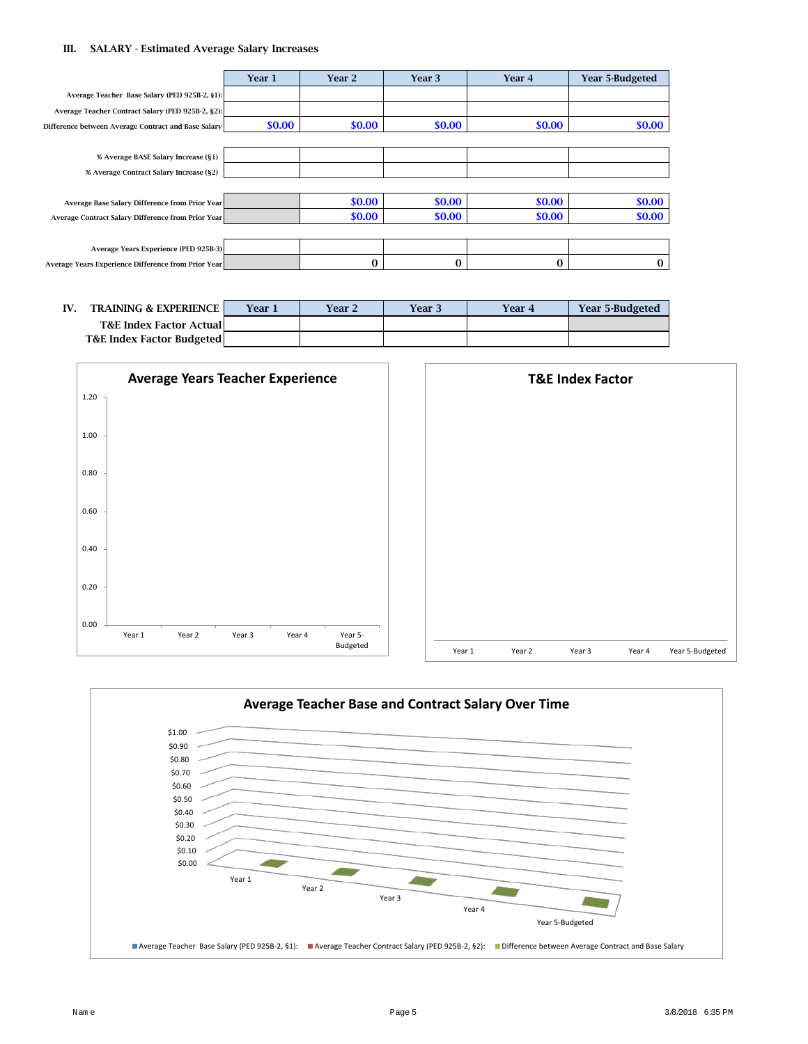### III. SALARY - Estimated Average Salary Increases

| | Year 1 | Year 2 | Year 3 | Year 4 | Year 5-Budgeted |
|---|---|---|---|---|---|
| Average Teacher Base Salary (PED 925B-2, §1): | | | | | |
| Average Teacher Contract Salary (PED 925B-2, §2): | | | | | |
| Difference between Average Contract and Base Salary | $0.00 | $0.00 | $0.00 | $0.00 | $0.00 |
| % Average BASE Salary Increase (§1) | | | | | |
| % Average Contract Salary Increase (§2) | | | | | |
| Average Base Salary Difference from Prior Year | | $0.00 | $0.00 | $0.00 | $0.00 |
| Average Contract Salary Difference from Prior Year | | $0.00 | $0.00 | $0.00 | $0.00 |
| Average Years Experience (PED 925B-3) | | | | | |
| Average Years Experience Difference from Prior Year | | 0 | 0 | 0 | 0 |

### IV. TRAINING & EXPERIENCE

| IV. TRAINING & EXPERIENCE | Year 1 | Year 2 | Year 3 | Year 4 | Year 5-Budgeted |
|---|---|---|---|---|---|
| T&E Index Factor Actual | | | | | |
| T&E Index Factor Budgeted | | | | | |

**Average Years Teacher Experience**

**T&E Index Factor**

**Average Teacher Base and Contract Salary Over Time**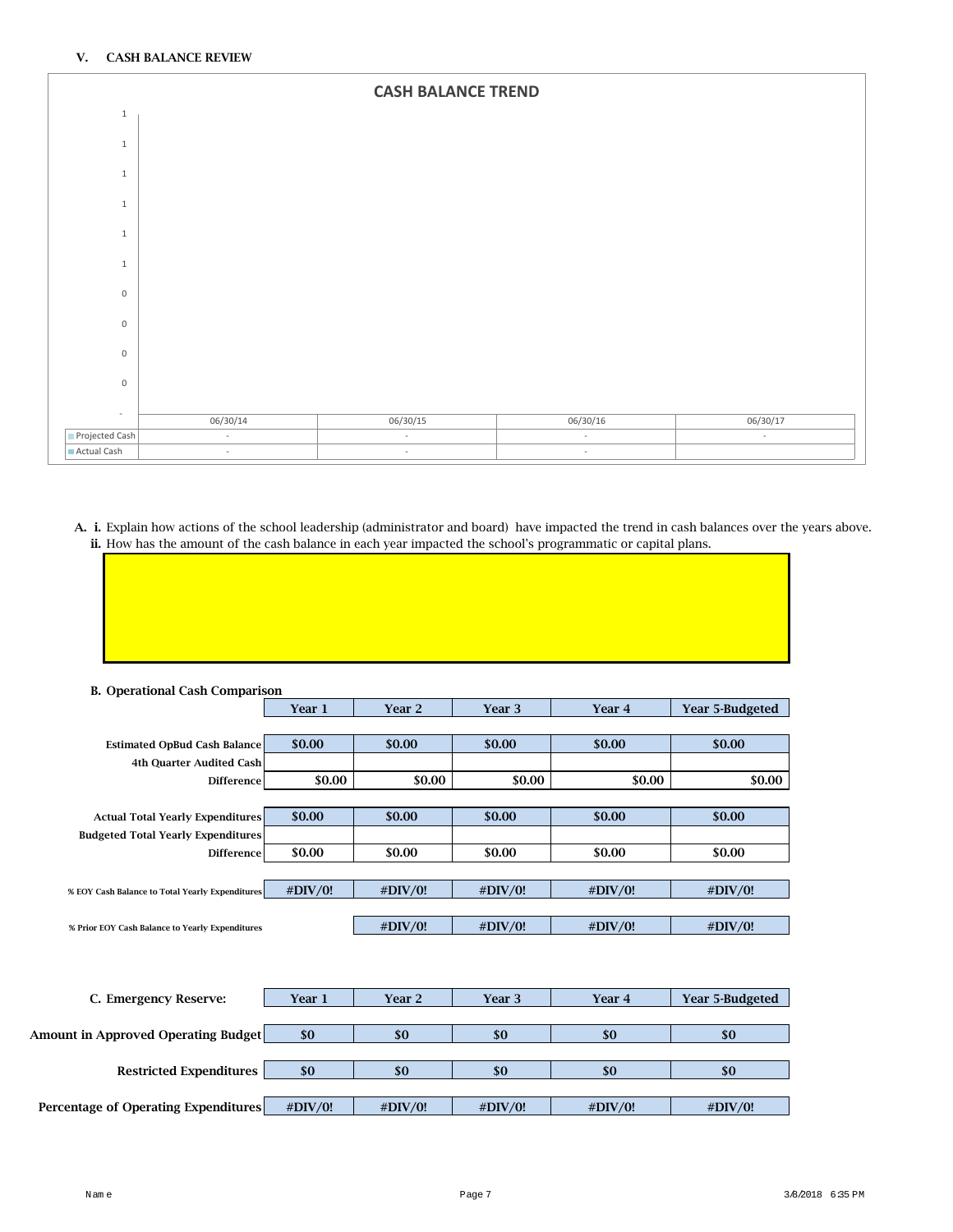## V. CASH BALANCE REVIEW

**CASH BALANCE TREND**

| | 06/30/14 | 06/30/15 | 06/30/16 | 06/30/17 |
|---|---|---|---|---|
| Projected Cash | - | - | - | - |
| Actual Cash | - | - | - | |

**A. i.** Explain how actions of the school leadership (administrator and board) have impacted the trend in cash balances over the years above.
**ii.** How has the amount of the cash balance in each year impacted the school's programmatic or capital plans.

**B. Operational Cash Comparison**

| | Year 1 | Year 2 | Year 3 | Year 4 | Year 5-Budgeted |
|---|---|---|---|---|---|
| Estimated OpBud Cash Balance | $0.00 | $0.00 | $0.00 | $0.00 | $0.00 |
| 4th Quarter Audited Cash | | | | | |
| Difference | $0.00 | $0.00 | $0.00 | $0.00 | $0.00 |
| Actual Total Yearly Expenditures | $0.00 | $0.00 | $0.00 | $0.00 | $0.00 |
| Budgeted Total Yearly Expenditures | | | | | |
| Difference | $0.00 | $0.00 | $0.00 | $0.00 | $0.00 |
| % EOY Cash Balance to Total Yearly Expenditures | #DIV/0! | #DIV/0! | #DIV/0! | #DIV/0! | #DIV/0! |
| % Prior EOY Cash Balance to Yearly Expenditures | | #DIV/0! | #DIV/0! | #DIV/0! | #DIV/0! |

| C. Emergency Reserve: | Year 1 | Year 2 | Year 3 | Year 4 | Year 5-Budgeted |
|---|---|---|---|---|---|
| Amount in Approved Operating Budget | $0 | $0 | $0 | $0 | $0 |
| Restricted Expenditures | $0 | $0 | $0 | $0 | $0 |
| Percentage of Operating Expenditures | #DIV/0! | #DIV/0! | #DIV/0! | #DIV/0! | #DIV/0! |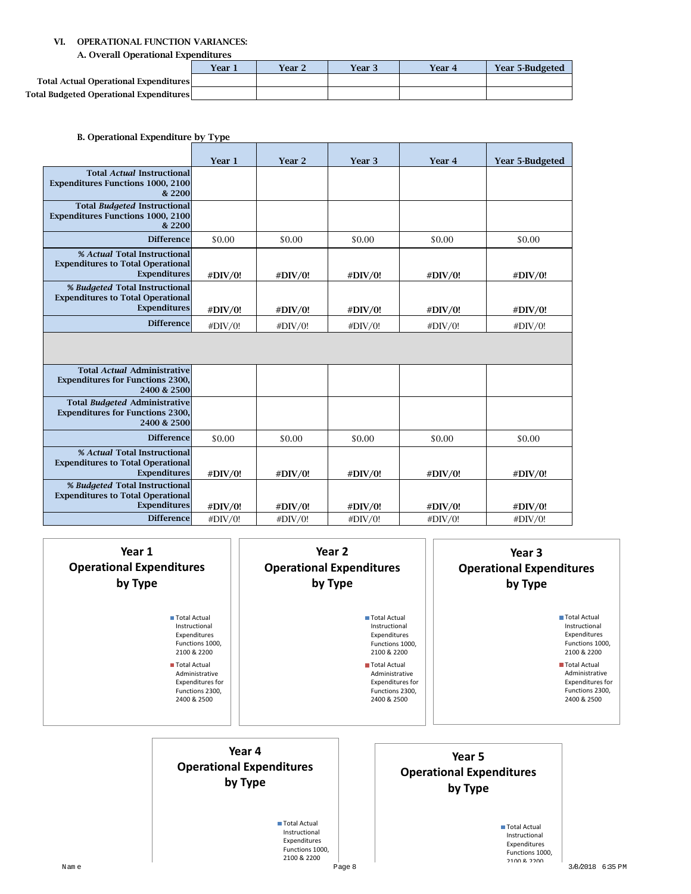### VI. OPERATIONAL FUNCTION VARIANCES:

#### A. Overall Operational Expenditures

| | Year 1 | Year 2 | Year 3 | Year 4 | Year 5-Budgeted |
|---|---|---|---|---|---|
| Total Actual Operational Expenditures | | | | | |
| Total Budgeted Operational Expenditures | | | | | |

#### B. Operational Expenditure by Type

| | Year 1 | Year 2 | Year 3 | Year 4 | Year 5-Budgeted |
|---|---|---|---|---|---|
| Total *Actual* Instructional Expenditures Functions 1000, 2100 & 2200 | | | | | |
| Total *Budgeted* Instructional Expenditures Functions 1000, 2100 & 2200 | | | | | |
| Difference | $0.00 | $0.00 | $0.00 | $0.00 | $0.00 |
| % *Actual* Total Instructional Expenditures to Total Operational Expenditures | #DIV/0! | #DIV/0! | #DIV/0! | #DIV/0! | #DIV/0! |
| % *Budgeted* Total Instructional Expenditures to Total Operational Expenditures | #DIV/0! | #DIV/0! | #DIV/0! | #DIV/0! | #DIV/0! |
| Difference | #DIV/0! | #DIV/0! | #DIV/0! | #DIV/0! | #DIV/0! |
| | | | | | |
| Total *Actual* Administrative Expenditures for Functions 2300, 2400 & 2500 | | | | | |
| Total *Budgeted* Administrative Expenditures for Functions 2300, 2400 & 2500 | | | | | |
| Difference | $0.00 | $0.00 | $0.00 | $0.00 | $0.00 |
| % *Actual* Total Instructional Expenditures to Total Operational Expenditures | #DIV/0! | #DIV/0! | #DIV/0! | #DIV/0! | #DIV/0! |
| % *Budgeted* Total Instructional Expenditures to Total Operational Expenditures | #DIV/0! | #DIV/0! | #DIV/0! | #DIV/0! | #DIV/0! |
| Difference | #DIV/0! | #DIV/0! | #DIV/0! | #DIV/0! | #DIV/0! |

**Year 1 Operational Expenditures by Type**

- Total Actual Instructional Expenditures Functions 1000, 2100 & 2200
- Total Actual Administrative Expenditures for Functions 2300, 2400 & 2500

**Year 2 Operational Expenditures by Type**

- Total Actual Instructional Expenditures Functions 1000, 2100 & 2200
- Total Actual Administrative Expenditures for Functions 2300, 2400 & 2500

**Year 3 Operational Expenditures by Type**

- Total Actual Instructional Expenditures Functions 1000, 2100 & 2200
- Total Actual Administrative Expenditures for Functions 2300, 2400 & 2500

**Year 4 Operational Expenditures by Type**

- Total Actual Instructional Expenditures Functions 1000, 2100 & 2200

**Year 5 Operational Expenditures by Type**

- Total Actual Instructional Expenditures Functions 1000, 2100 & 2200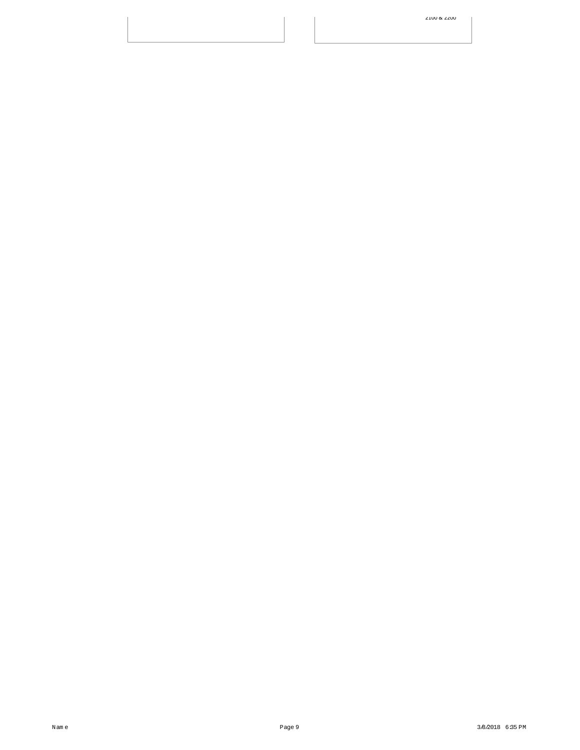2100 & 2200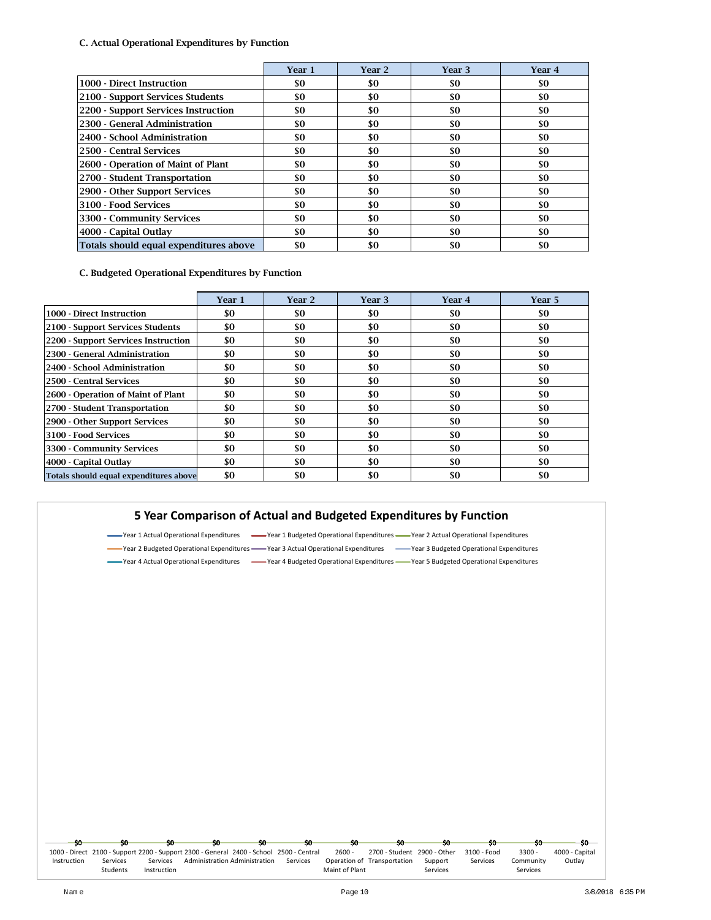### C. Actual Operational Expenditures by Function

| | Year 1 | Year 2 | Year 3 | Year 4 |
|---|---|---|---|---|
| 1000 - Direct Instruction | $0 | $0 | $0 | $0 |
| 2100 - Support Services Students | $0 | $0 | $0 | $0 |
| 2200 - Support Services Instruction | $0 | $0 | $0 | $0 |
| 2300 - General Administration | $0 | $0 | $0 | $0 |
| 2400 - School Administration | $0 | $0 | $0 | $0 |
| 2500 - Central Services | $0 | $0 | $0 | $0 |
| 2600 - Operation of Maint of Plant | $0 | $0 | $0 | $0 |
| 2700 - Student Transportation | $0 | $0 | $0 | $0 |
| 2900 - Other Support Services | $0 | $0 | $0 | $0 |
| 3100 - Food Services | $0 | $0 | $0 | $0 |
| 3300 - Community Services | $0 | $0 | $0 | $0 |
| 4000 - Capital Outlay | $0 | $0 | $0 | $0 |
| Totals should equal expenditures above | $0 | $0 | $0 | $0 |

### C. Budgeted Operational Expenditures by Function

| | Year 1 | Year 2 | Year 3 | Year 4 | Year 5 |
|---|---|---|---|---|---|
| 1000 - Direct Instruction | $0 | $0 | $0 | $0 | $0 |
| 2100 - Support Services Students | $0 | $0 | $0 | $0 | $0 |
| 2200 - Support Services Instruction | $0 | $0 | $0 | $0 | $0 |
| 2300 - General Administration | $0 | $0 | $0 | $0 | $0 |
| 2400 - School Administration | $0 | $0 | $0 | $0 | $0 |
| 2500 - Central Services | $0 | $0 | $0 | $0 | $0 |
| 2600 - Operation of Maint of Plant | $0 | $0 | $0 | $0 | $0 |
| 2700 - Student Transportation | $0 | $0 | $0 | $0 | $0 |
| 2900 - Other Support Services | $0 | $0 | $0 | $0 | $0 |
| 3100 - Food Services | $0 | $0 | $0 | $0 | $0 |
| 3300 - Community Services | $0 | $0 | $0 | $0 | $0 |
| 4000 - Capital Outlay | $0 | $0 | $0 | $0 | $0 |
| Totals should equal expenditures above | $0 | $0 | $0 | $0 | $0 |

## 5 Year Comparison of Actual and Budgeted Expenditures by Function

Year 1 Actual Operational Expenditures · Year 1 Budgeted Operational Expenditures · Year 2 Actual Operational Expenditures · Year 2 Budgeted Operational Expenditures · Year 3 Actual Operational Expenditures · Year 3 Budgeted Operational Expenditures · Year 4 Actual Operational Expenditures · Year 4 Budgeted Operational Expenditures · Year 5 Budgeted Operational Expenditures

| 1000 - Direct Instruction | 2100 - Support Services Students | 2200 - Support Services Instruction | 2300 - General Administration | 2400 - School Administration | 2500 - Central Services | 2600 - Operation of Maint of Plant | 2700 - Student Transportation | 2900 - Other Support Services | 3100 - Food Services | 3300 - Community Services | 4000 - Capital Outlay |
|---|---|---|---|---|---|---|---|---|---|---|---|
| $0 | $0 | $0 | $0 | $0 | $0 | $0 | $0 | $0 | $0 | $0 | $0 |

Name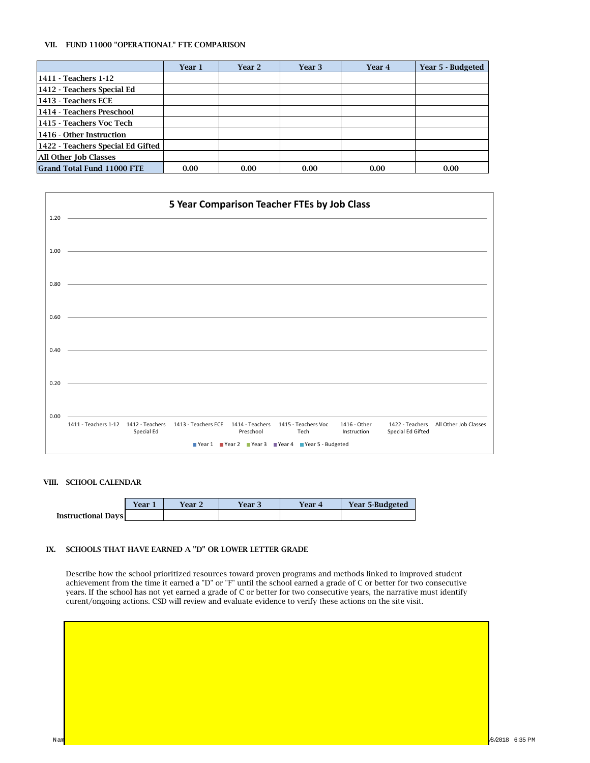## VII. FUND 11000 "OPERATIONAL" FTE COMPARISON

| | Year 1 | Year 2 | Year 3 | Year 4 | Year 5 - Budgeted |
|---|---|---|---|---|---|
| 1411 - Teachers 1-12 | | | | | |
| 1412 - Teachers Special Ed | | | | | |
| 1413 - Teachers ECE | | | | | |
| 1414 - Teachers Preschool | | | | | |
| 1415 - Teachers Voc Tech | | | | | |
| 1416 - Other Instruction | | | | | |
| 1422 - Teachers Special Ed Gifted | | | | | |
| All Other Job Classes | | | | | |
| **Grand Total Fund 11000 FTE** | **0.00** | **0.00** | **0.00** | **0.00** | **0.00** |

**5 Year Comparison Teacher FTEs by Job Class**

| | Year 1 | Year 2 | Year 3 | Year 4 | Year 5 - Budgeted |
|---|---|---|---|---|---|
| 1411 - Teachers 1-12 | | | | | |
| 1412 - Teachers Special Ed | | | | | |
| 1413 - Teachers ECE | | | | | |
| 1414 - Teachers Preschool | | | | | |
| 1415 - Teachers Voc Tech | | | | | |
| 1416 - Other Instruction | | | | | |
| 1422 - Teachers Special Ed Gifted | | | | | |
| All Other Job Classes | | | | | |

## VIII. SCHOOL CALENDAR

| | Year 1 | Year 2 | Year 3 | Year 4 | Year 5-Budgeted |
|---|---|---|---|---|---|
| **Instructional Days** | | | | | |

## IX. SCHOOLS THAT HAVE EARNED A "D" OR LOWER LETTER GRADE

Describe how the school prioritized resources toward proven programs and methods linked to improved student achievement from the time it earned a "D" or "F" until the school earned a grade of C or better for two consecutive years. If the school has not yet earned a grade of C or better for two consecutive years, the narrative must identify curent/ongoing actions. CSD will review and evaluate evidence to verify these actions on the site visit.